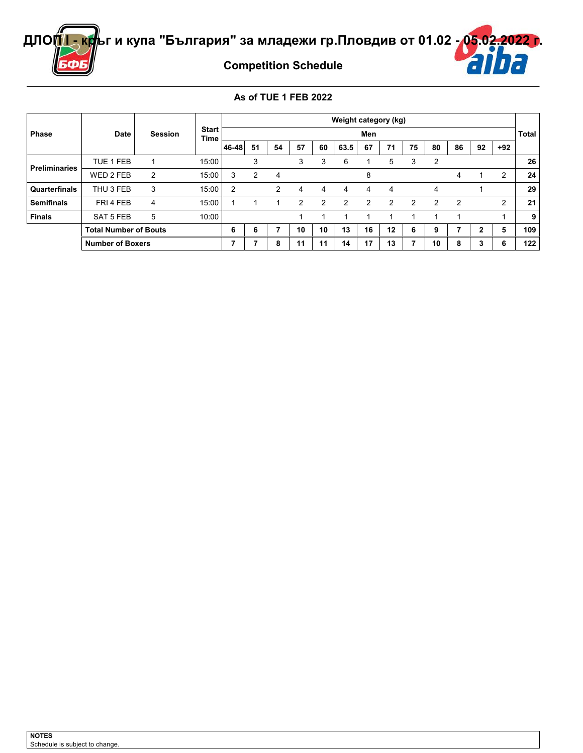# ДЛОП I - кръг и купа "България" за младежи гр.Пловдив от 01.02 - 05.02.2022 г.

## Competition Schedule

### As of TUE 1 FEB 2022

| Phase | Date | Session | Start Time | Weight category (kg) | | | | | | | | | | | | | Total |
|---|---|---|---|---|---|---|---|---|---|---|---|---|---|---|---|---|---|
| | | | | Men | | | | | | | | | | | | | |
| | | | | 46-48 | 51 | 54 | 57 | 60 | 63.5 | 67 | 71 | 75 | 80 | 86 | 92 | +92 | |
| Preliminaries | TUE 1 FEB | 1 | 15:00 | | 3 | | 3 | 3 | 6 | 1 | 5 | 3 | 2 | | | | 26 |
| | WED 2 FEB | 2 | 15:00 | 3 | 2 | 4 | | | | 8 | | | | 4 | 1 | 2 | 24 |
| Quarterfinals | THU 3 FEB | 3 | 15:00 | 2 | | 2 | 4 | 4 | 4 | 4 | 4 | | 4 | | 1 | | 29 |
| Semifinals | FRI 4 FEB | 4 | 15:00 | 1 | 1 | 1 | 2 | 2 | 2 | 2 | 2 | 2 | 2 | 2 | | 2 | 21 |
| Finals | SAT 5 FEB | 5 | 10:00 | | | | 1 | 1 | 1 | 1 | 1 | 1 | 1 | 1 | | 1 | 9 |
| | **Total Number of Bouts** | | | **6** | **6** | **7** | **10** | **10** | **13** | **16** | **12** | **6** | **9** | **7** | **2** | **5** | **109** |
| | **Number of Boxers** | | | **7** | **7** | **8** | **11** | **11** | **14** | **17** | **13** | **7** | **10** | **8** | **3** | **6** | **122** |

**NOTES**
Schedule is subject to change.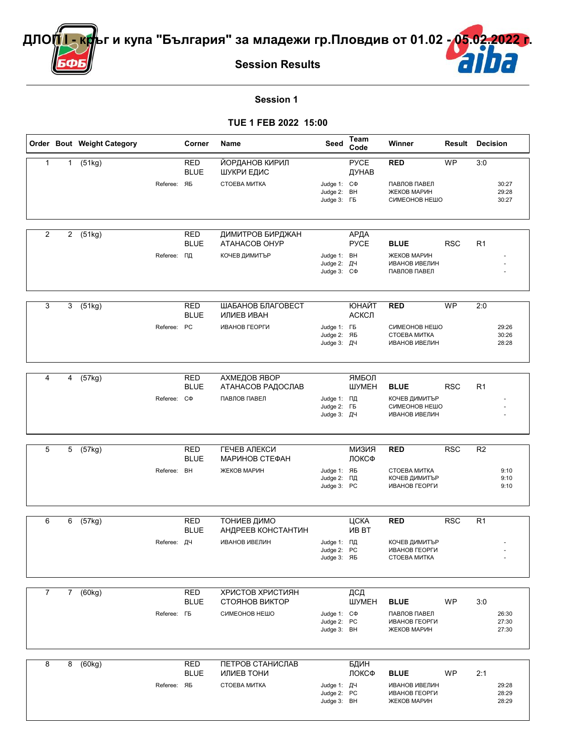# ДЛОП I - кръг и купа "България" за младежи гр.Пловдив от 01.02 - 05.02.2022 г.

## Session Results

### Session 1

### TUE 1 FEB 2022 15:00

| Order | Bout | Weight Category | Corner | Name | Seed | Team Code | Winner | Result | Decision |
|---|---|---|---|---|---|---|---|---|---|
| 1 | 1 | (51kg) | RED | ЙОРДАНОВ КИРИЛ | | РУСЕ | RED | WP | 3:0 |
| | | | BLUE | ШУКРИ ЕДИС | | ДУНАВ | | | |
| | | Referee: | ЯБ | СТОЕВА МИТКА | Judge 1: | СФ | ПАВЛОВ ПАВЕЛ | | 30:27 |
| | | | | | Judge 2: | ВН | ЖЕКОВ МАРИН | | 29:28 |
| | | | | | Judge 3: | ГБ | СИМЕОНОВ НЕШО | | 30:27 |
| 2 | 2 | (51kg) | RED | ДИМИТРОВ БИРДЖАН | | АРДА | | | |
| | | | BLUE | АТАНАСОВ ОНУР | | РУСЕ | BLUE | RSC | R1 |
| | | Referee: | ПД | КОЧЕВ ДИМИТЪР | Judge 1: | ВН | ЖЕКОВ МАРИН | | - |
| | | | | | Judge 2: | ДЧ | ИВАНОВ ИВЕЛИН | | - |
| | | | | | Judge 3: | СФ | ПАВЛОВ ПАВЕЛ | | - |
| 3 | 3 | (51kg) | RED | ШАБАНОВ БЛАГОВЕСТ | | ЮНАЙТ | RED | WP | 2:0 |
| | | | BLUE | ИЛИЕВ ИВАН | | АСКСЛ | | | |
| | | Referee: | РС | ИВАНОВ ГЕОРГИ | Judge 1: | ГБ | СИМЕОНОВ НЕШО | | 29:26 |
| | | | | | Judge 2: | ЯБ | СТОЕВА МИТКА | | 30:26 |
| | | | | | Judge 3: | ДЧ | ИВАНОВ ИВЕЛИН | | 28:28 |
| 4 | 4 | (57kg) | RED | АХМЕДОВ ЯВОР | | ЯМБОЛ | | | |
| | | | BLUE | АТАНАСОВ РАДОСЛАВ | | ШУМЕН | BLUE | RSC | R1 |
| | | Referee: | СФ | ПАВЛОВ ПАВЕЛ | Judge 1: | ПД | КОЧЕВ ДИМИТЪР | | - |
| | | | | | Judge 2: | ГБ | СИМЕОНОВ НЕШО | | - |
| | | | | | Judge 3: | ДЧ | ИВАНОВ ИВЕЛИН | | - |
| 5 | 5 | (57kg) | RED | ГЕЧЕВ АЛЕКСИ | | МИЗИЯ | RED | RSC | R2 |
| | | | BLUE | МАРИНОВ СТЕФАН | | ЛОКСФ | | | |
| | | Referee: | ВН | ЖЕКОВ МАРИН | Judge 1: | ЯБ | СТОЕВА МИТКА | | 9:10 |
| | | | | | Judge 2: | ПД | КОЧЕВ ДИМИТЪР | | 9:10 |
| | | | | | Judge 3: | РС | ИВАНОВ ГЕОРГИ | | 9:10 |
| 6 | 6 | (57kg) | RED | ТОНИЕВ ДИМО | | ЦСКА | RED | RSC | R1 |
| | | | BLUE | АНДРЕЕВ КОНСТАНТИН | | ИВ ВТ | | | |
| | | Referee: | ДЧ | ИВАНОВ ИВЕЛИН | Judge 1: | ПД | КОЧЕВ ДИМИТЪР | | - |
| | | | | | Judge 2: | РС | ИВАНОВ ГЕОРГИ | | - |
| | | | | | Judge 3: | ЯБ | СТОЕВА МИТКА | | - |
| 7 | 7 | (60kg) | RED | ХРИСТОВ ХРИСТИЯН | | ДСД | | | |
| | | | BLUE | СТОЯНОВ ВИКТОР | | ШУМЕН | BLUE | WP | 3:0 |
| | | Referee: | ГБ | СИМЕОНОВ НЕШО | Judge 1: | СФ | ПАВЛОВ ПАВЕЛ | | 26:30 |
| | | | | | Judge 2: | РС | ИВАНОВ ГЕОРГИ | | 27:30 |
| | | | | | Judge 3: | ВН | ЖЕКОВ МАРИН | | 27:30 |
| 8 | 8 | (60kg) | RED | ПЕТРОВ СТАНИСЛАВ | | БДИН | | | |
| | | | BLUE | ИЛИЕВ ТОНИ | | ЛОКСФ | BLUE | WP | 2:1 |
| | | Referee: | ЯБ | СТОЕВА МИТКА | Judge 1: | ДЧ | ИВАНОВ ИВЕЛИН | | 29:28 |
| | | | | | Judge 2: | РС | ИВАНОВ ГЕОРГИ | | 28:29 |
| | | | | | Judge 3: | ВН | ЖЕКОВ МАРИН | | 28:29 |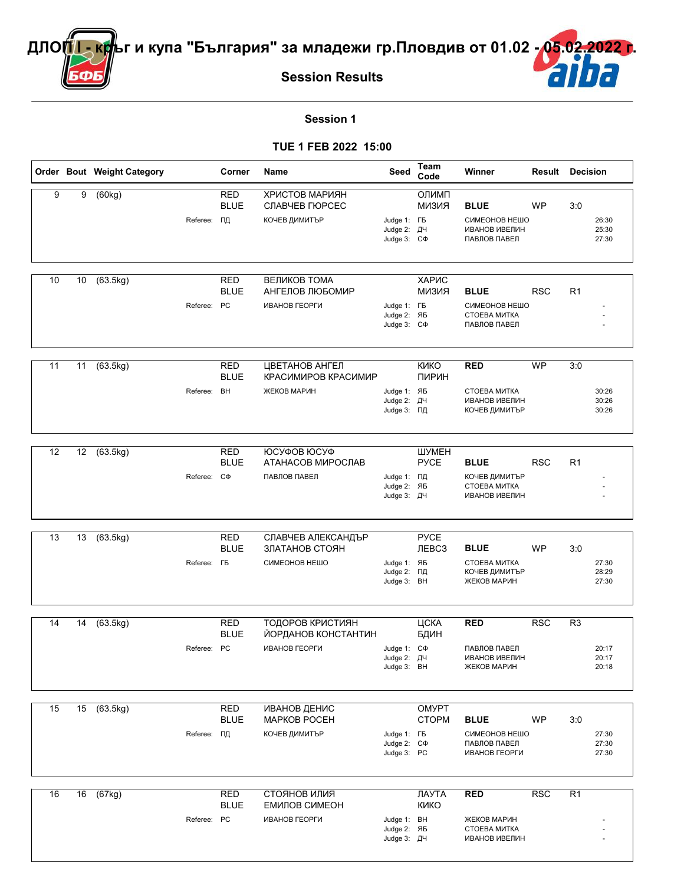# ДЛОП I - кръг и купа "България" за младежи гр.Пловдив от 01.02 - 05.02.2022 г.

## Session Results

### Session 1

### TUE 1 FEB 2022 15:00

| Order | Bout | Weight Category | Corner | Name | Seed | Team Code | Winner | Result | Decision |
|---|---|---|---|---|---|---|---|---|---|
| 9 | 9 | (60kg) | RED | ХРИСТОВ МАРИЯН | | ОЛИМП | | | |
| | | | BLUE | СЛАВЧЕВ ГЮРСЕС | | МИЗИЯ | BLUE | WP | 3:0 |
| | | Referee: | ПД | КОЧЕВ ДИМИТЪР | Judge 1: | ГБ | СИМЕОНОВ НЕШО | | 26:30 |
| | | | | | Judge 2: | ДЧ | ИВАНОВ ИВЕЛИН | | 25:30 |
| | | | | | Judge 3: | СФ | ПАВЛОВ ПАВЕЛ | | 27:30 |
| 10 | 10 | (63.5kg) | RED | ВЕЛИКОВ ТОМА | | ХАРИС | | | |
| | | | BLUE | АНГЕЛОВ ЛЮБОМИР | | МИЗИЯ | BLUE | RSC | R1 |
| | | Referee: | РС | ИВАНОВ ГЕОРГИ | Judge 1: | ГБ | СИМЕОНОВ НЕШО | | - |
| | | | | | Judge 2: | ЯБ | СТОЕВА МИТКА | | - |
| | | | | | Judge 3: | СФ | ПАВЛОВ ПАВЕЛ | | - |
| 11 | 11 | (63.5kg) | RED | ЦВЕТАНОВ АНГЕЛ | | КИКО | RED | WP | 3:0 |
| | | | BLUE | КРАСИМИРОВ КРАСИМИР | | ПИРИН | | | |
| | | Referee: | ВН | ЖЕКОВ МАРИН | Judge 1: | ЯБ | СТОЕВА МИТКА | | 30:26 |
| | | | | | Judge 2: | ДЧ | ИВАНОВ ИВЕЛИН | | 30:26 |
| | | | | | Judge 3: | ПД | КОЧЕВ ДИМИТЪР | | 30:26 |
| 12 | 12 | (63.5kg) | RED | ЮСУФОВ ЮСУФ | | ШУМЕН | | | |
| | | | BLUE | АТАНАСОВ МИРОСЛАВ | | РУСЕ | BLUE | RSC | R1 |
| | | Referee: | СФ | ПАВЛОВ ПАВЕЛ | Judge 1: | ПД | КОЧЕВ ДИМИТЪР | | - |
| | | | | | Judge 2: | ЯБ | СТОЕВА МИТКА | | - |
| | | | | | Judge 3: | ДЧ | ИВАНОВ ИВЕЛИН | | - |
| 13 | 13 | (63.5kg) | RED | СЛАВЧЕВ АЛЕКСАНДЪР | | РУСЕ | | | |
| | | | BLUE | ЗЛАТАНОВ СТОЯН | | ЛЕВСЗ | BLUE | WP | 3:0 |
| | | Referee: | ГБ | СИМЕОНОВ НЕШО | Judge 1: | ЯБ | СТОЕВА МИТКА | | 27:30 |
| | | | | | Judge 2: | ПД | КОЧЕВ ДИМИТЪР | | 28:29 |
| | | | | | Judge 3: | ВН | ЖЕКОВ МАРИН | | 27:30 |
| 14 | 14 | (63.5kg) | RED | ТОДОРОВ КРИСТИЯН | | ЦСКА | RED | RSC | R3 |
| | | | BLUE | ЙОРДАНОВ КОНСТАНТИН | | БДИН | | | |
| | | Referee: | РС | ИВАНОВ ГЕОРГИ | Judge 1: | СФ | ПАВЛОВ ПАВЕЛ | | 20:17 |
| | | | | | Judge 2: | ДЧ | ИВАНОВ ИВЕЛИН | | 20:17 |
| | | | | | Judge 3: | ВН | ЖЕКОВ МАРИН | | 20:18 |
| 15 | 15 | (63.5kg) | RED | ИВАНОВ ДЕНИС | | ОМУРТ | | | |
| | | | BLUE | МАРКОВ РОСЕН | | СТОРМ | BLUE | WP | 3:0 |
| | | Referee: | ПД | КОЧЕВ ДИМИТЪР | Judge 1: | ГБ | СИМЕОНОВ НЕШО | | 27:30 |
| | | | | | Judge 2: | СФ | ПАВЛОВ ПАВЕЛ | | 27:30 |
| | | | | | Judge 3: | РС | ИВАНОВ ГЕОРГИ | | 27:30 |
| 16 | 16 | (67kg) | RED | СТОЯНОВ ИЛИЯ | | ЛАУТА | RED | RSC | R1 |
| | | | BLUE | ЕМИЛОВ СИМЕОН | | КИКО | | | |
| | | Referee: | РС | ИВАНОВ ГЕОРГИ | Judge 1: | ВН | ЖЕКОВ МАРИН | | - |
| | | | | | Judge 2: | ЯБ | СТОЕВА МИТКА | | - |
| | | | | | Judge 3: | ДЧ | ИВАНОВ ИВЕЛИН | | - |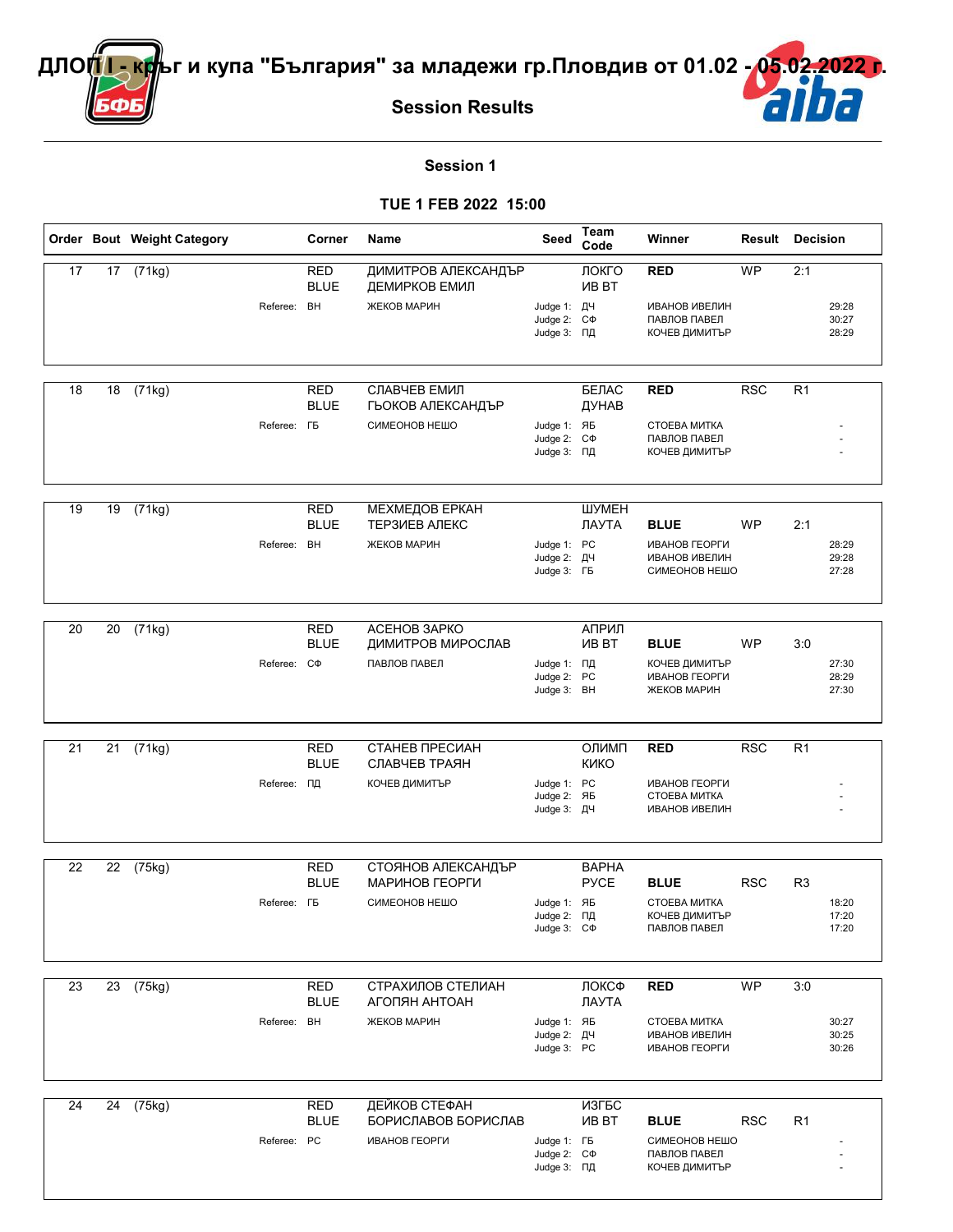# ДЛОП I - кръг и купа "България" за младежи гр.Пловдив от 01.02 - 05.02.2022 г.

## Session Results

### Session 1

### TUE 1 FEB 2022 15:00

| Order | Bout | Weight Category | Corner | Name | Seed | Team Code | Winner | Result | Decision |
|---|---|---|---|---|---|---|---|---|---|
| 17 | 17 | (71kg) | RED | ДИМИТРОВ АЛЕКСАНДЪР | | ЛОКГО | RED | WP | 2:1 |
| | | | BLUE | ДЕМИРКОВ ЕМИЛ | | ИВ ВТ | | | |
| | | Referee: | ВН | ЖЕКОВ МАРИН | Judge 1: | ДЧ | ИВАНОВ ИВЕЛИН | | 29:28 |
| | | | | | Judge 2: | СФ | ПАВЛОВ ПАВЕЛ | | 30:27 |
| | | | | | Judge 3: | ПД | КОЧЕВ ДИМИТЪР | | 28:29 |
| 18 | 18 | (71kg) | RED | СЛАВЧЕВ ЕМИЛ | | БЕЛАС | RED | RSC | R1 |
| | | | BLUE | ГЬОКОВ АЛЕКСАНДЪР | | ДУНАВ | | | |
| | | Referee: | ГБ | СИМЕОНОВ НЕШО | Judge 1: | ЯБ | СТОЕВА МИТКА | | - |
| | | | | | Judge 2: | СФ | ПАВЛОВ ПАВЕЛ | | - |
| | | | | | Judge 3: | ПД | КОЧЕВ ДИМИТЪР | | - |
| 19 | 19 | (71kg) | RED | МЕХМЕДОВ ЕРКАН | | ШУМЕН | | | |
| | | | BLUE | ТЕРЗИЕВ АЛЕКС | | ЛАУТА | BLUE | WP | 2:1 |
| | | Referee: | ВН | ЖЕКОВ МАРИН | Judge 1: | РС | ИВАНОВ ГЕОРГИ | | 28:29 |
| | | | | | Judge 2: | ДЧ | ИВАНОВ ИВЕЛИН | | 29:28 |
| | | | | | Judge 3: | ГБ | СИМЕОНОВ НЕШО | | 27:28 |
| 20 | 20 | (71kg) | RED | АСЕНОВ ЗАРКО | | АПРИЛ | | | |
| | | | BLUE | ДИМИТРОВ МИРОСЛАВ | | ИВ ВТ | BLUE | WP | 3:0 |
| | | Referee: | СФ | ПАВЛОВ ПАВЕЛ | Judge 1: | ПД | КОЧЕВ ДИМИТЪР | | 27:30 |
| | | | | | Judge 2: | РС | ИВАНОВ ГЕОРГИ | | 28:29 |
| | | | | | Judge 3: | ВН | ЖЕКОВ МАРИН | | 27:30 |
| 21 | 21 | (71kg) | RED | СТАНЕВ ПРЕСИАН | | ОЛИМП | RED | RSC | R1 |
| | | | BLUE | СЛАВЧЕВ ТРАЯН | | КИКО | | | |
| | | Referee: | ПД | КОЧЕВ ДИМИТЪР | Judge 1: | РС | ИВАНОВ ГЕОРГИ | | - |
| | | | | | Judge 2: | ЯБ | СТОЕВА МИТКА | | - |
| | | | | | Judge 3: | ДЧ | ИВАНОВ ИВЕЛИН | | - |
| 22 | 22 | (75kg) | RED | СТОЯНОВ АЛЕКСАНДЪР | | ВАРНА | | | |
| | | | BLUE | МАРИНОВ ГЕОРГИ | | РУСЕ | BLUE | RSC | R3 |
| | | Referee: | ГБ | СИМЕОНОВ НЕШО | Judge 1: | ЯБ | СТОЕВА МИТКА | | 18:20 |
| | | | | | Judge 2: | ПД | КОЧЕВ ДИМИТЪР | | 17:20 |
| | | | | | Judge 3: | СФ | ПАВЛОВ ПАВЕЛ | | 17:20 |
| 23 | 23 | (75kg) | RED | СТРАХИЛОВ СТЕЛИАН | | ЛОКСФ | RED | WP | 3:0 |
| | | | BLUE | АГОПЯН АНТОАН | | ЛАУТА | | | |
| | | Referee: | ВН | ЖЕКОВ МАРИН | Judge 1: | ЯБ | СТОЕВА МИТКА | | 30:27 |
| | | | | | Judge 2: | ДЧ | ИВАНОВ ИВЕЛИН | | 30:25 |
| | | | | | Judge 3: | РС | ИВАНОВ ГЕОРГИ | | 30:26 |
| 24 | 24 | (75kg) | RED | ДЕЙКОВ СТЕФАН | | ИЗГБС | | | |
| | | | BLUE | БОРИСЛАВОВ БОРИСЛАВ | | ИВ ВТ | BLUE | RSC | R1 |
| | | Referee: | РС | ИВАНОВ ГЕОРГИ | Judge 1: | ГБ | СИМЕОНОВ НЕШО | | - |
| | | | | | Judge 2: | СФ | ПАВЛОВ ПАВЕЛ | | - |
| | | | | | Judge 3: | ПД | КОЧЕВ ДИМИТЪР | | - |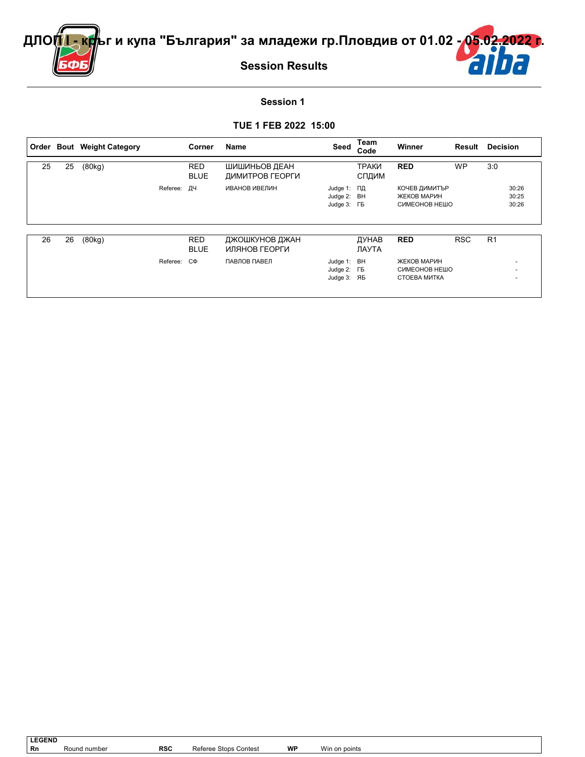# ДЛОП I - кръг и купа "България" за младежи гр.Пловдив от 01.02 - 05.02.2022 г.

## Session Results

### Session 1

### TUE 1 FEB 2022 15:00

| Order | Bout | Weight Category | | Corner | Name | Seed | Team Code | Winner | Result | Decision |
|---|---|---|---|---|---|---|---|---|---|---|
| 25 | 25 | (80kg) | | RED | ШИШИНЬОВ ДЕАН | | ТРАКИ | **RED** | WP | 3:0 |
| | | | | BLUE | ДИМИТРОВ ГЕОРГИ | | СПДИМ | | | |
| | | | Referee: | ДЧ | ИВАНОВ ИВЕЛИН | Judge 1: | ПД | КОЧЕВ ДИМИТЪР | | 30:26 |
| | | | | | | Judge 2: | ВН | ЖЕКОВ МАРИН | | 30:25 |
| | | | | | | Judge 3: | ГБ | СИМЕОНОВ НЕШО | | 30:26 |
| 26 | 26 | (80kg) | | RED | ДЖОШКУНОВ ДЖАН | | ДУНАВ | **RED** | RSC | R1 |
| | | | | BLUE | ИЛЯНОВ ГЕОРГИ | | ЛАУТА | | | |
| | | | Referee: | СФ | ПАВЛОВ ПАВЕЛ | Judge 1: | ВН | ЖЕКОВ МАРИН | | - |
| | | | | | | Judge 2: | ГБ | СИМЕОНОВ НЕШО | | - |
| | | | | | | Judge 3: | ЯБ | СТОЕВА МИТКА | | - |

**LEGEND**

| | | | | | |
|---|---|---|---|---|---|
| **Rn** | Round number | **RSC** | Referee Stops Contest | **WP** | Win on points |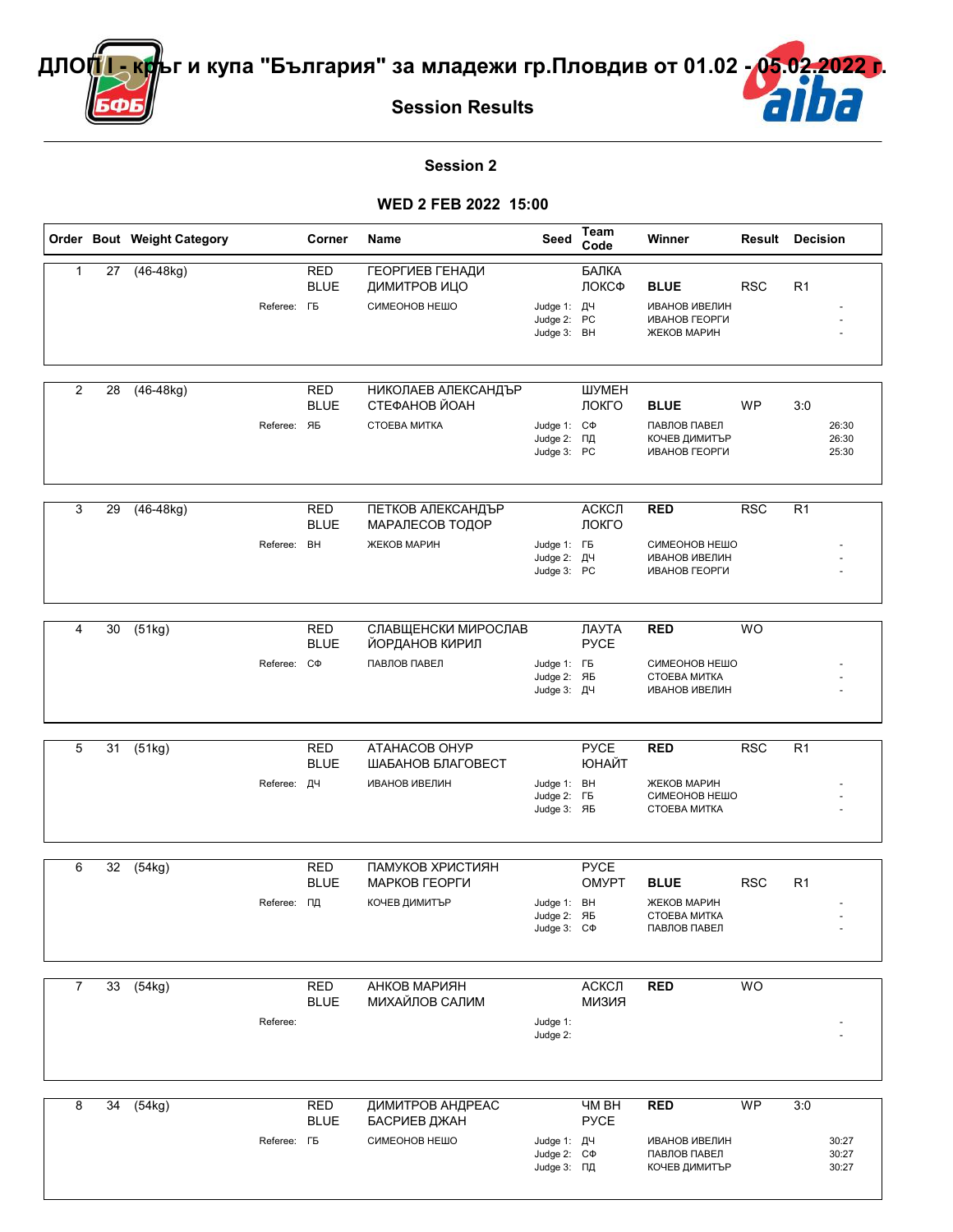# ДЛОП I - кръг и купа "България" за младежи гр.Пловдив от 01.02 - 05.02.2022 г.

## Session Results

### Session 2

### WED 2 FEB 2022 15:00

| Order | Bout | Weight Category | Corner | Name | Seed | Team Code | Winner | Result | Decision |
|---|---|---|---|---|---|---|---|---|---|
| 1 | 27 | (46-48kg) | RED | ГЕОРГИЕВ ГЕНАДИ | | БАЛКА | | | |
| | | | BLUE | ДИМИТРОВ ИЦО | | ЛОКСФ | **BLUE** | RSC | R1 |
| | | Referee: | ГБ | СИМЕОНОВ НЕШО | Judge 1: | ДЧ | ИВАНОВ ИВЕЛИН | | - |
| | | | | | Judge 2: | РС | ИВАНОВ ГЕОРГИ | | - |
| | | | | | Judge 3: | ВН | ЖЕКОВ МАРИН | | - |
| 2 | 28 | (46-48kg) | RED | НИКОЛАЕВ АЛЕКСАНДЪР | | ШУМЕН | | | |
| | | | BLUE | СТЕФАНОВ ЙОАН | | ЛОКГО | **BLUE** | WP | 3:0 |
| | | Referee: | ЯБ | СТОЕВА МИТКА | Judge 1: | СФ | ПАВЛОВ ПАВЕЛ | | 26:30 |
| | | | | | Judge 2: | ПД | КОЧЕВ ДИМИТЪР | | 26:30 |
| | | | | | Judge 3: | РС | ИВАНОВ ГЕОРГИ | | 25:30 |
| 3 | 29 | (46-48kg) | RED | ПЕТКОВ АЛЕКСАНДЪР | | АСКСЛ | **RED** | RSC | R1 |
| | | | BLUE | МАРАЛЕСОВ ТОДОР | | ЛОКГО | | | |
| | | Referee: | ВН | ЖЕКОВ МАРИН | Judge 1: | ГБ | СИМЕОНОВ НЕШО | | - |
| | | | | | Judge 2: | ДЧ | ИВАНОВ ИВЕЛИН | | - |
| | | | | | Judge 3: | РС | ИВАНОВ ГЕОРГИ | | - |
| 4 | 30 | (51kg) | RED | СЛАВЩЕНСКИ МИРОСЛАВ | | ЛАУТА | **RED** | WO | |
| | | | BLUE | ЙОРДАНОВ КИРИЛ | | РУСЕ | | | |
| | | Referee: | СФ | ПАВЛОВ ПАВЕЛ | Judge 1: | ГБ | СИМЕОНОВ НЕШО | | - |
| | | | | | Judge 2: | ЯБ | СТОЕВА МИТКА | | - |
| | | | | | Judge 3: | ДЧ | ИВАНОВ ИВЕЛИН | | - |
| 5 | 31 | (51kg) | RED | АТАНАСОВ ОНУР | | РУСЕ | **RED** | RSC | R1 |
| | | | BLUE | ШАБАНОВ БЛАГОВЕСТ | | ЮНАЙТ | | | |
| | | Referee: | ДЧ | ИВАНОВ ИВЕЛИН | Judge 1: | ВН | ЖЕКОВ МАРИН | | - |
| | | | | | Judge 2: | ГБ | СИМЕОНОВ НЕШО | | - |
| | | | | | Judge 3: | ЯБ | СТОЕВА МИТКА | | - |
| 6 | 32 | (54kg) | RED | ПАМУКОВ ХРИСТИЯН | | РУСЕ | | | |
| | | | BLUE | МАРКОВ ГЕОРГИ | | ОМУРТ | **BLUE** | RSC | R1 |
| | | Referee: | ПД | КОЧЕВ ДИМИТЪР | Judge 1: | ВН | ЖЕКОВ МАРИН | | - |
| | | | | | Judge 2: | ЯБ | СТОЕВА МИТКА | | - |
| | | | | | Judge 3: | СФ | ПАВЛОВ ПАВЕЛ | | - |
| 7 | 33 | (54kg) | RED | АНКОВ МАРИЯН | | АСКСЛ | **RED** | WO | |
| | | | BLUE | МИХАЙЛОВ САЛИМ | | МИЗИЯ | | | |
| | | Referee: | | | Judge 1: | | | | - |
| | | | | | Judge 2: | | | | - |
| 8 | 34 | (54kg) | RED | ДИМИТРОВ АНДРЕАС | | ЧМ ВН | **RED** | WP | 3:0 |
| | | | BLUE | БАСРИЕВ ДЖАН | | РУСЕ | | | |
| | | Referee: | ГБ | СИМЕОНОВ НЕШО | Judge 1: | ДЧ | ИВАНОВ ИВЕЛИН | | 30:27 |
| | | | | | Judge 2: | СФ | ПАВЛОВ ПАВЕЛ | | 30:27 |
| | | | | | Judge 3: | ПД | КОЧЕВ ДИМИТЪР | | 30:27 |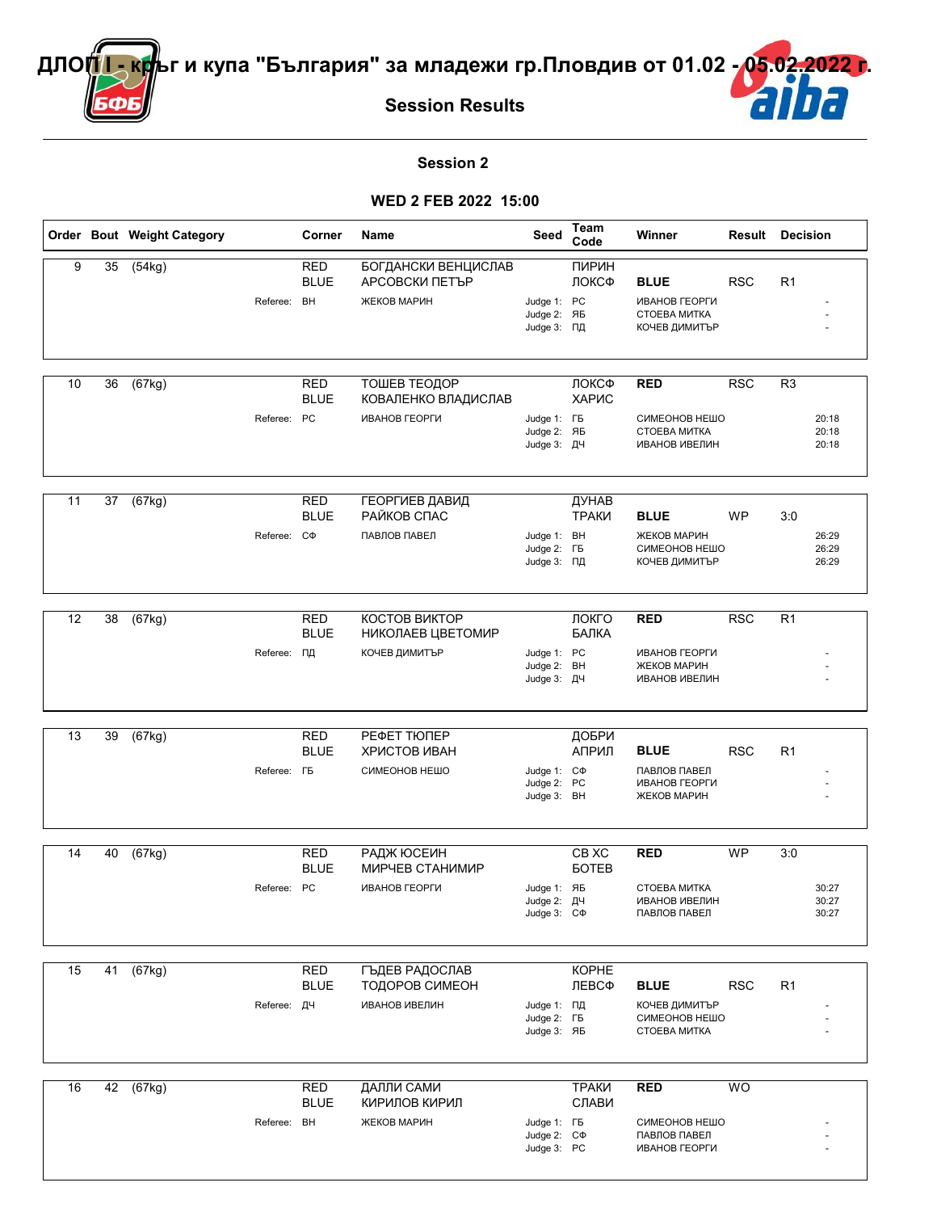# ДЛОП I - кръг и купа "България" за младежи гр.Пловдив от 01.02 - 05.02.2022 г.

## Session Results

### Session 2

### WED 2 FEB 2022 15:00

| Order | Bout | Weight Category | Corner | Name | Seed | Team Code | Winner | Result | Decision |
|---|---|---|---|---|---|---|---|---|---|
| 9 | 35 | (54kg) | RED | БОГДАНСКИ ВЕНЦИСЛАВ | | ПИРИН | | | |
| | | | BLUE | АРСОВСКИ ПЕТЪР | | ЛОКСФ | **BLUE** | RSC | R1 |
| | | Referee: | ВН | ЖЕКОВ МАРИН | Judge 1: | РС | ИВАНОВ ГЕОРГИ | | - |
| | | | | | Judge 2: | ЯБ | СТОЕВА МИТКА | | - |
| | | | | | Judge 3: | ПД | КОЧЕВ ДИМИТЪР | | - |
| 10 | 36 | (67kg) | RED | ТОШЕВ ТЕОДОР | | ЛОКСФ | **RED** | RSC | R3 |
| | | | BLUE | КОВАЛЕНКО ВЛАДИСЛАВ | | ХАРИС | | | |
| | | Referee: | РС | ИВАНОВ ГЕОРГИ | Judge 1: | ГБ | СИМЕОНОВ НЕШО | | 20:18 |
| | | | | | Judge 2: | ЯБ | СТОЕВА МИТКА | | 20:18 |
| | | | | | Judge 3: | ДЧ | ИВАНОВ ИВЕЛИН | | 20:18 |
| 11 | 37 | (67kg) | RED | ГЕОРГИЕВ ДАВИД | | ДУНАВ | | | |
| | | | BLUE | РАЙКОВ СПАС | | ТРАКИ | **BLUE** | WP | 3:0 |
| | | Referee: | СФ | ПАВЛОВ ПАВЕЛ | Judge 1: | ВН | ЖЕКОВ МАРИН | | 26:29 |
| | | | | | Judge 2: | ГБ | СИМЕОНОВ НЕШО | | 26:29 |
| | | | | | Judge 3: | ПД | КОЧЕВ ДИМИТЪР | | 26:29 |
| 12 | 38 | (67kg) | RED | КОСТОВ ВИКТОР | | ЛОКГО | **RED** | RSC | R1 |
| | | | BLUE | НИКОЛАЕВ ЦВЕТОМИР | | БАЛКА | | | |
| | | Referee: | ПД | КОЧЕВ ДИМИТЪР | Judge 1: | РС | ИВАНОВ ГЕОРГИ | | - |
| | | | | | Judge 2: | ВН | ЖЕКОВ МАРИН | | - |
| | | | | | Judge 3: | ДЧ | ИВАНОВ ИВЕЛИН | | - |
| 13 | 39 | (67kg) | RED | РЕФЕТ ТЮПЕР | | ДОБРИ | | | |
| | | | BLUE | ХРИСТОВ ИВАН | | АПРИЛ | **BLUE** | RSC | R1 |
| | | Referee: | ГБ | СИМЕОНОВ НЕШО | Judge 1: | СФ | ПАВЛОВ ПАВЕЛ | | - |
| | | | | | Judge 2: | РС | ИВАНОВ ГЕОРГИ | | - |
| | | | | | Judge 3: | ВН | ЖЕКОВ МАРИН | | - |
| 14 | 40 | (67kg) | RED | РАДЖ ЮСЕИН | | СВ ХС | **RED** | WP | 3:0 |
| | | | BLUE | МИРЧЕВ СТАНИМИР | | БОТЕВ | | | |
| | | Referee: | РС | ИВАНОВ ГЕОРГИ | Judge 1: | ЯБ | СТОЕВА МИТКА | | 30:27 |
| | | | | | Judge 2: | ДЧ | ИВАНОВ ИВЕЛИН | | 30:27 |
| | | | | | Judge 3: | СФ | ПАВЛОВ ПАВЕЛ | | 30:27 |
| 15 | 41 | (67kg) | RED | ГЪДЕВ РАДОСЛАВ | | КОРНЕ | | | |
| | | | BLUE | ТОДОРОВ СИМЕОН | | ЛЕВСФ | **BLUE** | RSC | R1 |
| | | Referee: | ДЧ | ИВАНОВ ИВЕЛИН | Judge 1: | ПД | КОЧЕВ ДИМИТЪР | | - |
| | | | | | Judge 2: | ГБ | СИМЕОНОВ НЕШО | | - |
| | | | | | Judge 3: | ЯБ | СТОЕВА МИТКА | | - |
| 16 | 42 | (67kg) | RED | ДАЛЛИ САМИ | | ТРАКИ | **RED** | WO | |
| | | | BLUE | КИРИЛОВ КИРИЛ | | СЛАВИ | | | |
| | | Referee: | ВН | ЖЕКОВ МАРИН | Judge 1: | ГБ | СИМЕОНОВ НЕШО | | - |
| | | | | | Judge 2: | СФ | ПАВЛОВ ПАВЕЛ | | - |
| | | | | | Judge 3: | РС | ИВАНОВ ГЕОРГИ | | - |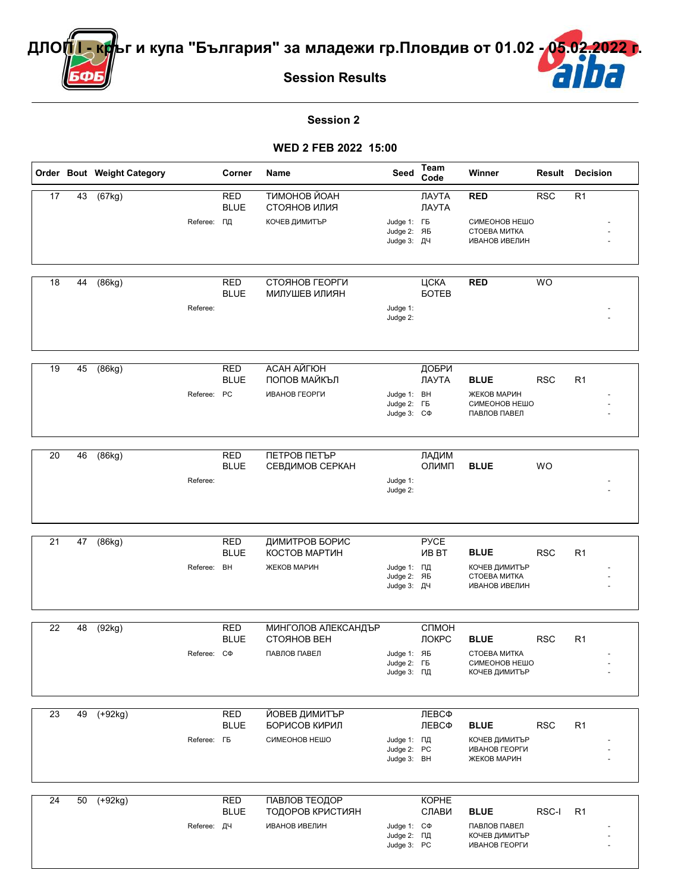# ДЛОП I - кръг и купа "България" за младежи гр.Пловдив от 01.02 - 05.02.2022 г.

## Session Results

### Session 2

### WED 2 FEB 2022 15:00

| Order | Bout | Weight Category | Corner | Name | Seed | Team Code | Winner | Result | Decision |
|---|---|---|---|---|---|---|---|---|---|
| 17 | 43 | (67kg) | RED | ТИМОНОВ ЙОАН | | ЛАУТА | RED | RSC | R1 |
| | | | BLUE | СТОЯНОВ ИЛИЯ | | ЛАУТА | | | |
| | | Referee: | ПД | КОЧЕВ ДИМИТЪР | Judge 1: | ГБ | СИМЕОНОВ НЕШО | | - |
| | | | | | Judge 2: | ЯБ | СТОЕВА МИТКА | | - |
| | | | | | Judge 3: | ДЧ | ИВАНОВ ИВЕЛИН | | - |
| 18 | 44 | (86kg) | RED | СТОЯНОВ ГЕОРГИ | | ЦСКА | RED | WO | |
| | | | BLUE | МИЛУШЕВ ИЛИЯН | | БОТЕВ | | | |
| | | Referee: | | | Judge 1: | | | | - |
| | | | | | Judge 2: | | | | - |
| 19 | 45 | (86kg) | RED | АСАН АЙГЮН | | ДОБРИ | | | |
| | | | BLUE | ПОПОВ МАЙКЪЛ | | ЛАУТА | BLUE | RSC | R1 |
| | | Referee: | РС | ИВАНОВ ГЕОРГИ | Judge 1: | ВН | ЖЕКОВ МАРИН | | - |
| | | | | | Judge 2: | ГБ | СИМЕОНОВ НЕШО | | - |
| | | | | | Judge 3: | СФ | ПАВЛОВ ПАВЕЛ | | - |
| 20 | 46 | (86kg) | RED | ПЕТРОВ ПЕТЪР | | ЛАДИМ | | | |
| | | | BLUE | СЕВДИМОВ СЕРКАН | | ОЛИМП | BLUE | WO | |
| | | Referee: | | | Judge 1: | | | | - |
| | | | | | Judge 2: | | | | - |
| 21 | 47 | (86kg) | RED | ДИМИТРОВ БОРИС | | РУСЕ | | | |
| | | | BLUE | КОСТОВ МАРТИН | | ИВ ВТ | BLUE | RSC | R1 |
| | | Referee: | ВН | ЖЕКОВ МАРИН | Judge 1: | ПД | КОЧЕВ ДИМИТЪР | | - |
| | | | | | Judge 2: | ЯБ | СТОЕВА МИТКА | | - |
| | | | | | Judge 3: | ДЧ | ИВАНОВ ИВЕЛИН | | - |
| 22 | 48 | (92kg) | RED | МИНГОЛОВ АЛЕКСАНДЪР | | СПМОН | | | |
| | | | BLUE | СТОЯНОВ ВЕН | | ЛОКРС | BLUE | RSC | R1 |
| | | Referee: | СФ | ПАВЛОВ ПАВЕЛ | Judge 1: | ЯБ | СТОЕВА МИТКА | | - |
| | | | | | Judge 2: | ГБ | СИМЕОНОВ НЕШО | | - |
| | | | | | Judge 3: | ПД | КОЧЕВ ДИМИТЪР | | - |
| 23 | 49 | (+92kg) | RED | ЙОВЕВ ДИМИТЪР | | ЛЕВСФ | | | |
| | | | BLUE | БОРИСОВ КИРИЛ | | ЛЕВСФ | BLUE | RSC | R1 |
| | | Referee: | ГБ | СИМЕОНОВ НЕШО | Judge 1: | ПД | КОЧЕВ ДИМИТЪР | | - |
| | | | | | Judge 2: | РС | ИВАНОВ ГЕОРГИ | | - |
| | | | | | Judge 3: | ВН | ЖЕКОВ МАРИН | | - |
| 24 | 50 | (+92kg) | RED | ПАВЛОВ ТЕОДОР | | КОРНЕ | | | |
| | | | BLUE | ТОДОРОВ КРИСТИЯН | | СЛАВИ | BLUE | RSC-I | R1 |
| | | Referee: | ДЧ | ИВАНОВ ИВЕЛИН | Judge 1: | СФ | ПАВЛОВ ПАВЕЛ | | - |
| | | | | | Judge 2: | ПД | КОЧЕВ ДИМИТЪР | | - |
| | | | | | Judge 3: | РС | ИВАНОВ ГЕОРГИ | | - |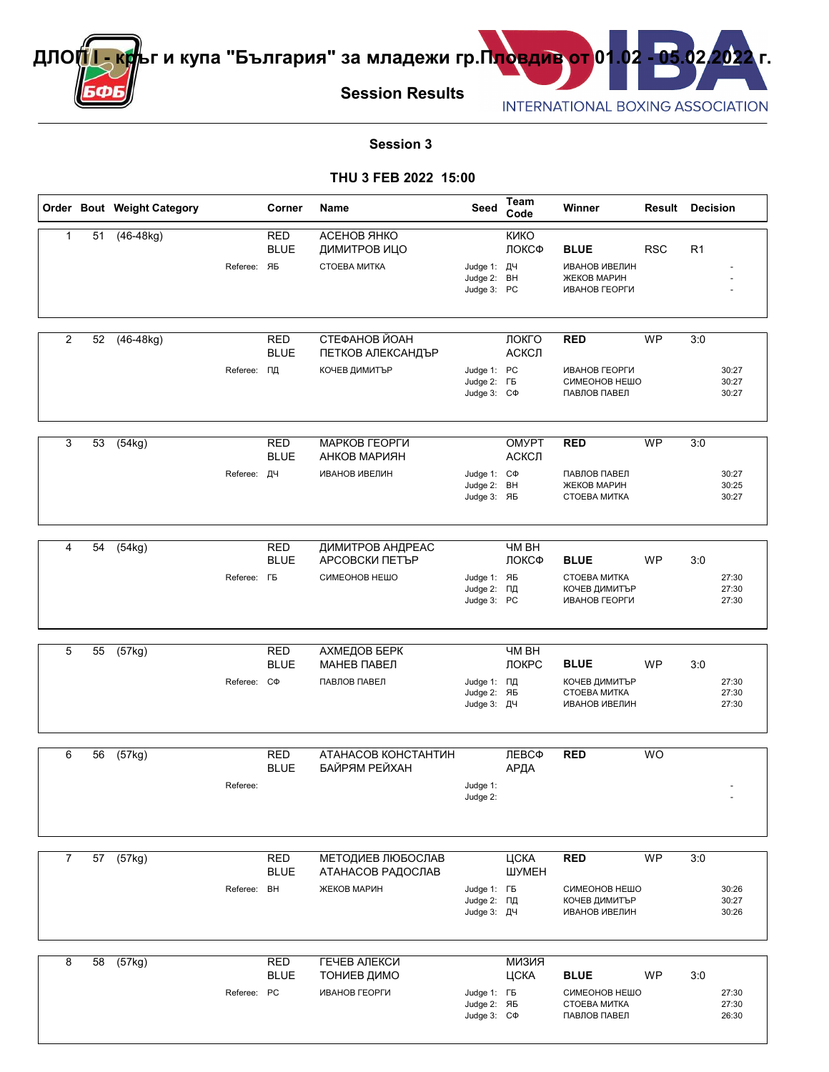# ДЛОП I - кръг и купа "България" за младежи гр.Пловдив от 01.02 - 05.02.2022 г.

## Session Results

INTERNATIONAL BOXING ASSOCIATION

### Session 3

### THU 3 FEB 2022 15:00

| Order | Bout | Weight Category | Corner | Name | Seed | Team Code | Winner | Result | Decision |
|---|---|---|---|---|---|---|---|---|---|
| 1 | 51 | (46-48kg) | RED | АСЕНОВ ЯНКО | | КИКО | | | |
| | | | BLUE | ДИМИТРОВ ИЦО | | ЛОКСФ | **BLUE** | RSC | R1 |
| | | Referee: | ЯБ | СТОЕВА МИТКА | Judge 1: | ДЧ | ИВАНОВ ИВЕЛИН | | - |
| | | | | | Judge 2: | ВН | ЖЕКОВ МАРИН | | - |
| | | | | | Judge 3: | РС | ИВАНОВ ГЕОРГИ | | - |
| 2 | 52 | (46-48kg) | RED | СТЕФАНОВ ЙОАН | | ЛОКГО | **RED** | WP | 3:0 |
| | | | BLUE | ПЕТКОВ АЛЕКСАНДЪР | | АСКСЛ | | | |
| | | Referee: | ПД | КОЧЕВ ДИМИТЪР | Judge 1: | РС | ИВАНОВ ГЕОРГИ | | 30:27 |
| | | | | | Judge 2: | ГБ | СИМЕОНОВ НЕШО | | 30:27 |
| | | | | | Judge 3: | СФ | ПАВЛОВ ПАВЕЛ | | 30:27 |
| 3 | 53 | (54kg) | RED | МАРКОВ ГЕОРГИ | | ОМУРТ | **RED** | WP | 3:0 |
| | | | BLUE | АНКОВ МАРИЯН | | АСКСЛ | | | |
| | | Referee: | ДЧ | ИВАНОВ ИВЕЛИН | Judge 1: | СФ | ПАВЛОВ ПАВЕЛ | | 30:27 |
| | | | | | Judge 2: | ВН | ЖЕКОВ МАРИН | | 30:25 |
| | | | | | Judge 3: | ЯБ | СТОЕВА МИТКА | | 30:27 |
| 4 | 54 | (54kg) | RED | ДИМИТРОВ АНДРЕАС | | ЧМ ВН | | | |
| | | | BLUE | АРСОВСКИ ПЕТЪР | | ЛОКСФ | **BLUE** | WP | 3:0 |
| | | Referee: | ГБ | СИМЕОНОВ НЕШО | Judge 1: | ЯБ | СТОЕВА МИТКА | | 27:30 |
| | | | | | Judge 2: | ПД | КОЧЕВ ДИМИТЪР | | 27:30 |
| | | | | | Judge 3: | РС | ИВАНОВ ГЕОРГИ | | 27:30 |
| 5 | 55 | (57kg) | RED | АХМЕДОВ БЕРК | | ЧМ ВН | | | |
| | | | BLUE | МАНЕВ ПАВЕЛ | | ЛОКРС | **BLUE** | WP | 3:0 |
| | | Referee: | СФ | ПАВЛОВ ПАВЕЛ | Judge 1: | ПД | КОЧЕВ ДИМИТЪР | | 27:30 |
| | | | | | Judge 2: | ЯБ | СТОЕВА МИТКА | | 27:30 |
| | | | | | Judge 3: | ДЧ | ИВАНОВ ИВЕЛИН | | 27:30 |
| 6 | 56 | (57kg) | RED | АТАНАСОВ КОНСТАНТИН | | ЛЕВСФ | **RED** | WO | |
| | | | BLUE | БАЙРЯМ РЕЙХАН | | АРДА | | | |
| | | Referee: | | | Judge 1: | | | | - |
| | | | | | Judge 2: | | | | - |
| 7 | 57 | (57kg) | RED | МЕТОДИЕВ ЛЮБОСЛАВ | | ЦСКА | **RED** | WP | 3:0 |
| | | | BLUE | АТАНАСОВ РАДОСЛАВ | | ШУМЕН | | | |
| | | Referee: | ВН | ЖЕКОВ МАРИН | Judge 1: | ГБ | СИМЕОНОВ НЕШО | | 30:26 |
| | | | | | Judge 2: | ПД | КОЧЕВ ДИМИТЪР | | 30:27 |
| | | | | | Judge 3: | ДЧ | ИВАНОВ ИВЕЛИН | | 30:26 |
| 8 | 58 | (57kg) | RED | ГЕЧЕВ АЛЕКСИ | | МИЗИЯ | | | |
| | | | BLUE | ТОНИЕВ ДИМО | | ЦСКА | **BLUE** | WP | 3:0 |
| | | Referee: | РС | ИВАНОВ ГЕОРГИ | Judge 1: | ГБ | СИМЕОНОВ НЕШО | | 27:30 |
| | | | | | Judge 2: | ЯБ | СТОЕВА МИТКА | | 27:30 |
| | | | | | Judge 3: | СФ | ПАВЛОВ ПАВЕЛ | | 26:30 |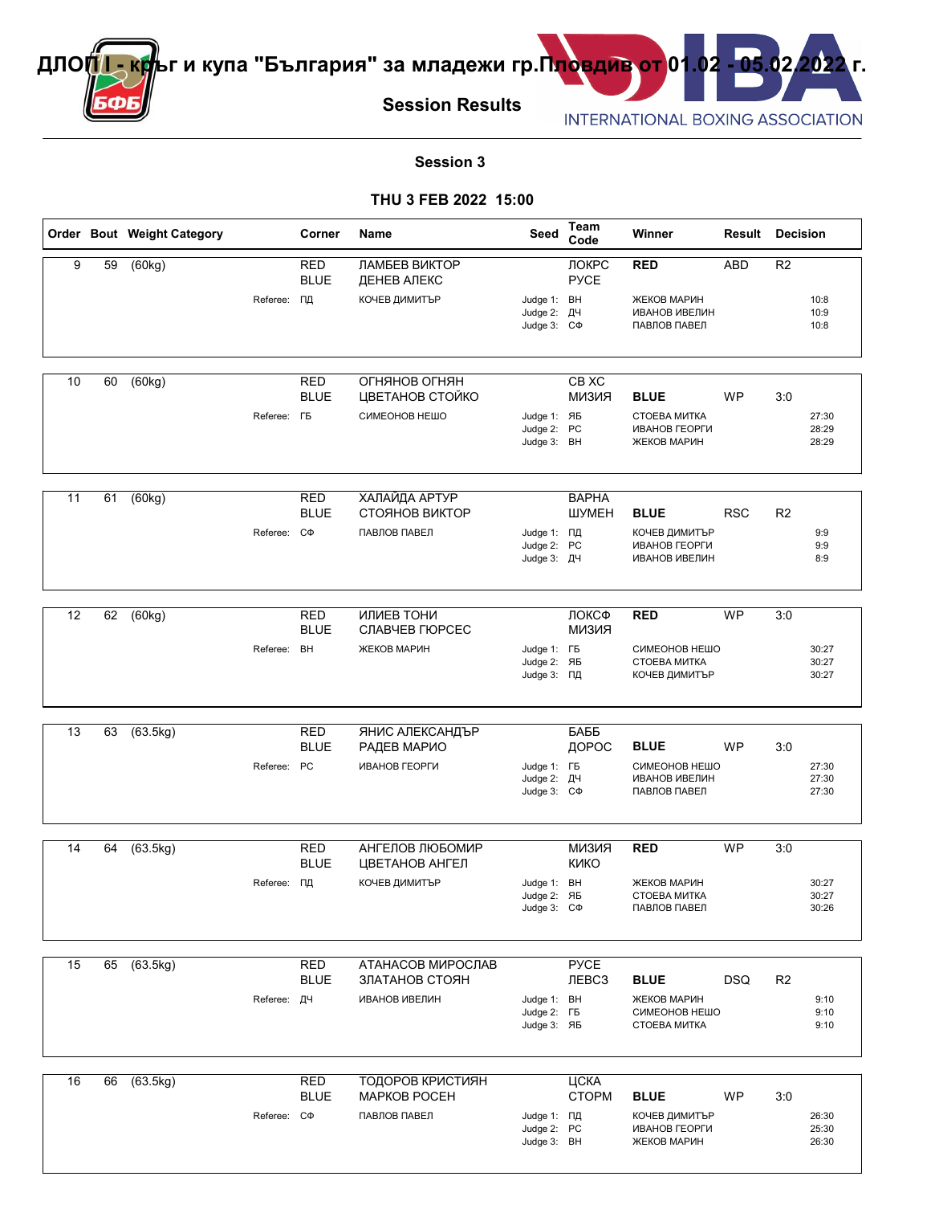# ДЛОП I - кръг и купа "България" за младежи гр.Пловдив от 01.02 - 05.02.2022 г.

## Session Results

INTERNATIONAL BOXING ASSOCIATION

### Session 3

### THU 3 FEB 2022 15:00

| Order | Bout | Weight Category | | Corner | Name | Seed | Team Code | Winner | Result | Decision |
|---|---|---|---|---|---|---|---|---|---|---|
| 9 | 59 | (60kg) | | RED | ЛАМБЕВ ВИКТОР | | ЛОКРС | **RED** | ABD | R2 |
| | | | | BLUE | ДЕНЕВ АЛЕКС | | РУСЕ | | | |
| | | | Referee: | ПД | КОЧЕВ ДИМИТЪР | Judge 1: | ВН | ЖЕКОВ МАРИН | | 10:8 |
| | | | | | | Judge 2: | ДЧ | ИВАНОВ ИВЕЛИН | | 10:9 |
| | | | | | | Judge 3: | СФ | ПАВЛОВ ПАВЕЛ | | 10:8 |
| 10 | 60 | (60kg) | | RED | ОГНЯНОВ ОГНЯН | | СВ ХС | | | |
| | | | | BLUE | ЦВЕТАНОВ СТОЙКО | | МИЗИЯ | **BLUE** | WP | 3:0 |
| | | | Referee: | ГБ | СИМЕОНОВ НЕШО | Judge 1: | ЯБ | СТОЕВА МИТКА | | 27:30 |
| | | | | | | Judge 2: | РС | ИВАНОВ ГЕОРГИ | | 28:29 |
| | | | | | | Judge 3: | ВН | ЖЕКОВ МАРИН | | 28:29 |
| 11 | 61 | (60kg) | | RED | ХАЛАЙДА АРТУР | | ВАРНА | | | |
| | | | | BLUE | СТОЯНОВ ВИКТОР | | ШУМЕН | **BLUE** | RSC | R2 |
| | | | Referee: | СФ | ПАВЛОВ ПАВЕЛ | Judge 1: | ПД | КОЧЕВ ДИМИТЪР | | 9:9 |
| | | | | | | Judge 2: | РС | ИВАНОВ ГЕОРГИ | | 9:9 |
| | | | | | | Judge 3: | ДЧ | ИВАНОВ ИВЕЛИН | | 8:9 |
| 12 | 62 | (60kg) | | RED | ИЛИЕВ ТОНИ | | ЛОКСФ | **RED** | WP | 3:0 |
| | | | | BLUE | СЛАВЧЕВ ГЮРСЕС | | МИЗИЯ | | | |
| | | | Referee: | ВН | ЖЕКОВ МАРИН | Judge 1: | ГБ | СИМЕОНОВ НЕШО | | 30:27 |
| | | | | | | Judge 2: | ЯБ | СТОЕВА МИТКА | | 30:27 |
| | | | | | | Judge 3: | ПД | КОЧЕВ ДИМИТЪР | | 30:27 |
| 13 | 63 | (63.5kg) | | RED | ЯНИС АЛЕКСАНДЪР | | БАББ | | | |
| | | | | BLUE | РАДЕВ МАРИО | | ДОРОС | **BLUE** | WP | 3:0 |
| | | | Referee: | РС | ИВАНОВ ГЕОРГИ | Judge 1: | ГБ | СИМЕОНОВ НЕШО | | 27:30 |
| | | | | | | Judge 2: | ДЧ | ИВАНОВ ИВЕЛИН | | 27:30 |
| | | | | | | Judge 3: | СФ | ПАВЛОВ ПАВЕЛ | | 27:30 |
| 14 | 64 | (63.5kg) | | RED | АНГЕЛОВ ЛЮБОМИР | | МИЗИЯ | **RED** | WP | 3:0 |
| | | | | BLUE | ЦВЕТАНОВ АНГЕЛ | | КИКО | | | |
| | | | Referee: | ПД | КОЧЕВ ДИМИТЪР | Judge 1: | ВН | ЖЕКОВ МАРИН | | 30:27 |
| | | | | | | Judge 2: | ЯБ | СТОЕВА МИТКА | | 30:27 |
| | | | | | | Judge 3: | СФ | ПАВЛОВ ПАВЕЛ | | 30:26 |
| 15 | 65 | (63.5kg) | | RED | АТАНАСОВ МИРОСЛАВ | | РУСЕ | | | |
| | | | | BLUE | ЗЛАТАНОВ СТОЯН | | ЛЕВСЗ | **BLUE** | DSQ | R2 |
| | | | Referee: | ДЧ | ИВАНОВ ИВЕЛИН | Judge 1: | ВН | ЖЕКОВ МАРИН | | 9:10 |
| | | | | | | Judge 2: | ГБ | СИМЕОНОВ НЕШО | | 9:10 |
| | | | | | | Judge 3: | ЯБ | СТОЕВА МИТКА | | 9:10 |
| 16 | 66 | (63.5kg) | | RED | ТОДОРОВ КРИСТИЯН | | ЦСКА | | | |
| | | | | BLUE | МАРКОВ РОСЕН | | СТОРМ | **BLUE** | WP | 3:0 |
| | | | Referee: | СФ | ПАВЛОВ ПАВЕЛ | Judge 1: | ПД | КОЧЕВ ДИМИТЪР | | 26:30 |
| | | | | | | Judge 2: | РС | ИВАНОВ ГЕОРГИ | | 25:30 |
| | | | | | | Judge 3: | ВН | ЖЕКОВ МАРИН | | 26:30 |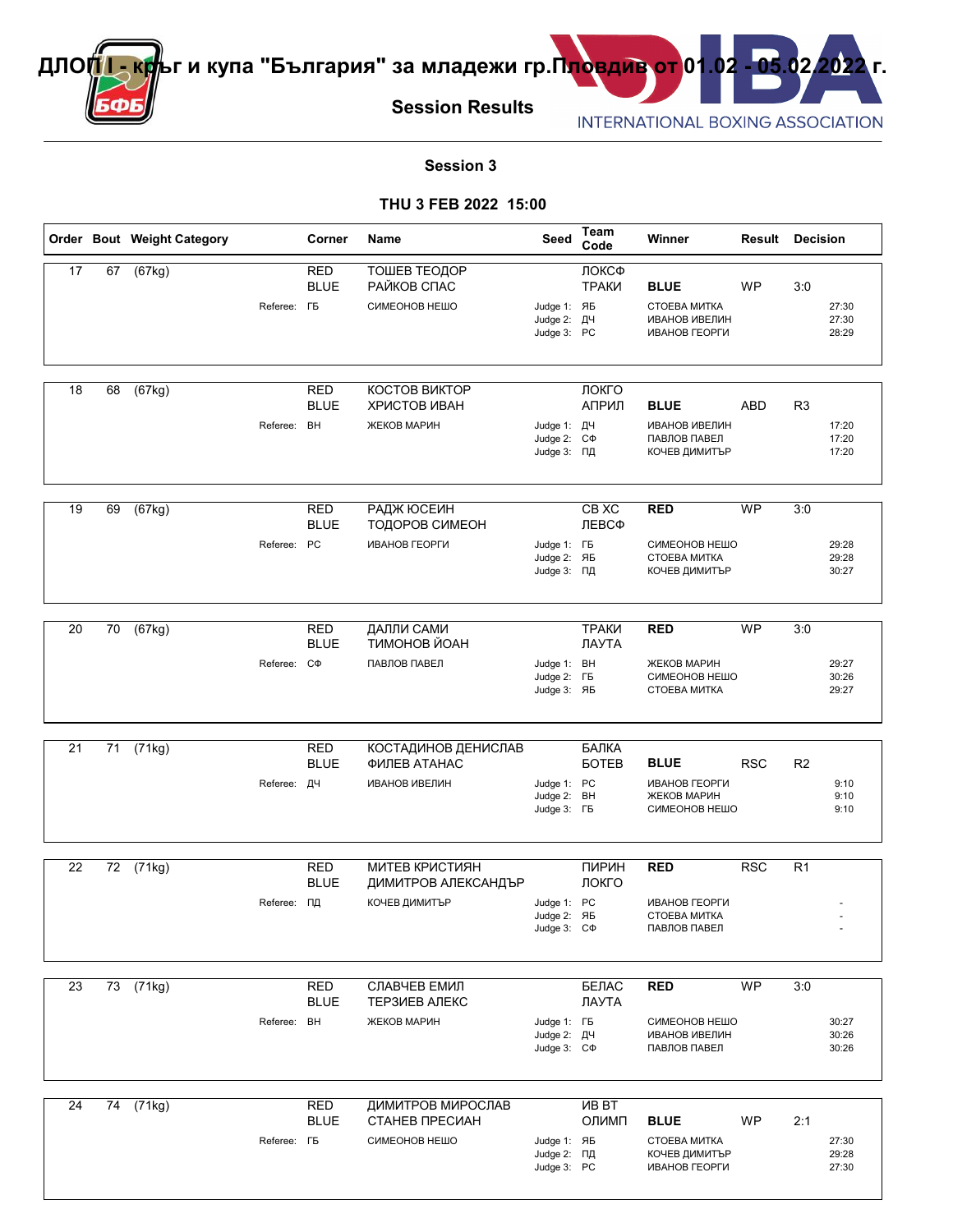# ДЛОП I - кръг и купа "България" за младежи гр.Пловдив от 01.02 - 05.02.2022 г.

## Session Results

INTERNATIONAL BOXING ASSOCIATION

### Session 3

### THU 3 FEB 2022 15:00

| Order | Bout | Weight Category | Corner | Name | Seed | Team Code | Winner | Result | Decision |
|---|---|---|---|---|---|---|---|---|---|
| 17 | 67 | (67kg) | RED | ТОШЕВ ТЕОДОР | | ЛОКСФ | | | |
| | | | BLUE | РАЙКОВ СПАС | | ТРАКИ | **BLUE** | WP | 3:0 |
| | | | Referee: ГБ | СИМЕОНОВ НЕШО | Judge 1: | ЯБ | СТОЕВА МИТКА | | 27:30 |
| | | | | | Judge 2: | ДЧ | ИВАНОВ ИВЕЛИН | | 27:30 |
| | | | | | Judge 3: | РС | ИВАНОВ ГЕОРГИ | | 28:29 |
| 18 | 68 | (67kg) | RED | КОСТОВ ВИКТОР | | ЛОКГО | | | |
| | | | BLUE | ХРИСТОВ ИВАН | | АПРИЛ | **BLUE** | ABD | R3 |
| | | | Referee: ВН | ЖЕКОВ МАРИН | Judge 1: | ДЧ | ИВАНОВ ИВЕЛИН | | 17:20 |
| | | | | | Judge 2: | СФ | ПАВЛОВ ПАВЕЛ | | 17:20 |
| | | | | | Judge 3: | ПД | КОЧЕВ ДИМИТЪР | | 17:20 |
| 19 | 69 | (67kg) | RED | РАДЖ ЮСЕИН | | СВ ХС | **RED** | WP | 3:0 |
| | | | BLUE | ТОДОРОВ СИМЕОН | | ЛЕВСФ | | | |
| | | | Referee: РС | ИВАНОВ ГЕОРГИ | Judge 1: | ГБ | СИМЕОНОВ НЕШО | | 29:28 |
| | | | | | Judge 2: | ЯБ | СТОЕВА МИТКА | | 29:28 |
| | | | | | Judge 3: | ПД | КОЧЕВ ДИМИТЪР | | 30:27 |
| 20 | 70 | (67kg) | RED | ДАЛЛИ САМИ | | ТРАКИ | **RED** | WP | 3:0 |
| | | | BLUE | ТИМОНОВ ЙОАН | | ЛАУТА | | | |
| | | | Referee: СФ | ПАВЛОВ ПАВЕЛ | Judge 1: | ВН | ЖЕКОВ МАРИН | | 29:27 |
| | | | | | Judge 2: | ГБ | СИМЕОНОВ НЕШО | | 30:26 |
| | | | | | Judge 3: | ЯБ | СТОЕВА МИТКА | | 29:27 |
| 21 | 71 | (71kg) | RED | КОСТАДИНОВ ДЕНИСЛАВ | | БАЛКА | | | |
| | | | BLUE | ФИЛЕВ АТАНАС | | БОТЕВ | **BLUE** | RSC | R2 |
| | | | Referee: ДЧ | ИВАНОВ ИВЕЛИН | Judge 1: | РС | ИВАНОВ ГЕОРГИ | | 9:10 |
| | | | | | Judge 2: | ВН | ЖЕКОВ МАРИН | | 9:10 |
| | | | | | Judge 3: | ГБ | СИМЕОНОВ НЕШО | | 9:10 |
| 22 | 72 | (71kg) | RED | МИТЕВ КРИСТИЯН | | ПИРИН | **RED** | RSC | R1 |
| | | | BLUE | ДИМИТРОВ АЛЕКСАНДЪР | | ЛОКГО | | | |
| | | | Referee: ПД | КОЧЕВ ДИМИТЪР | Judge 1: | РС | ИВАНОВ ГЕОРГИ | | - |
| | | | | | Judge 2: | ЯБ | СТОЕВА МИТКА | | - |
| | | | | | Judge 3: | СФ | ПАВЛОВ ПАВЕЛ | | - |
| 23 | 73 | (71kg) | RED | СЛАВЧЕВ ЕМИЛ | | БЕЛАС | **RED** | WP | 3:0 |
| | | | BLUE | ТЕРЗИЕВ АЛЕКС | | ЛАУТА | | | |
| | | | Referee: ВН | ЖЕКОВ МАРИН | Judge 1: | ГБ | СИМЕОНОВ НЕШО | | 30:27 |
| | | | | | Judge 2: | ДЧ | ИВАНОВ ИВЕЛИН | | 30:26 |
| | | | | | Judge 3: | СФ | ПАВЛОВ ПАВЕЛ | | 30:26 |
| 24 | 74 | (71kg) | RED | ДИМИТРОВ МИРОСЛАВ | | ИВ ВТ | | | |
| | | | BLUE | СТАНЕВ ПРЕСИАН | | ОЛИМП | **BLUE** | WP | 2:1 |
| | | | Referee: ГБ | СИМЕОНОВ НЕШО | Judge 1: | ЯБ | СТОЕВА МИТКА | | 27:30 |
| | | | | | Judge 2: | ПД | КОЧЕВ ДИМИТЪР | | 29:28 |
| | | | | | Judge 3: | РС | ИВАНОВ ГЕОРГИ | | 27:30 |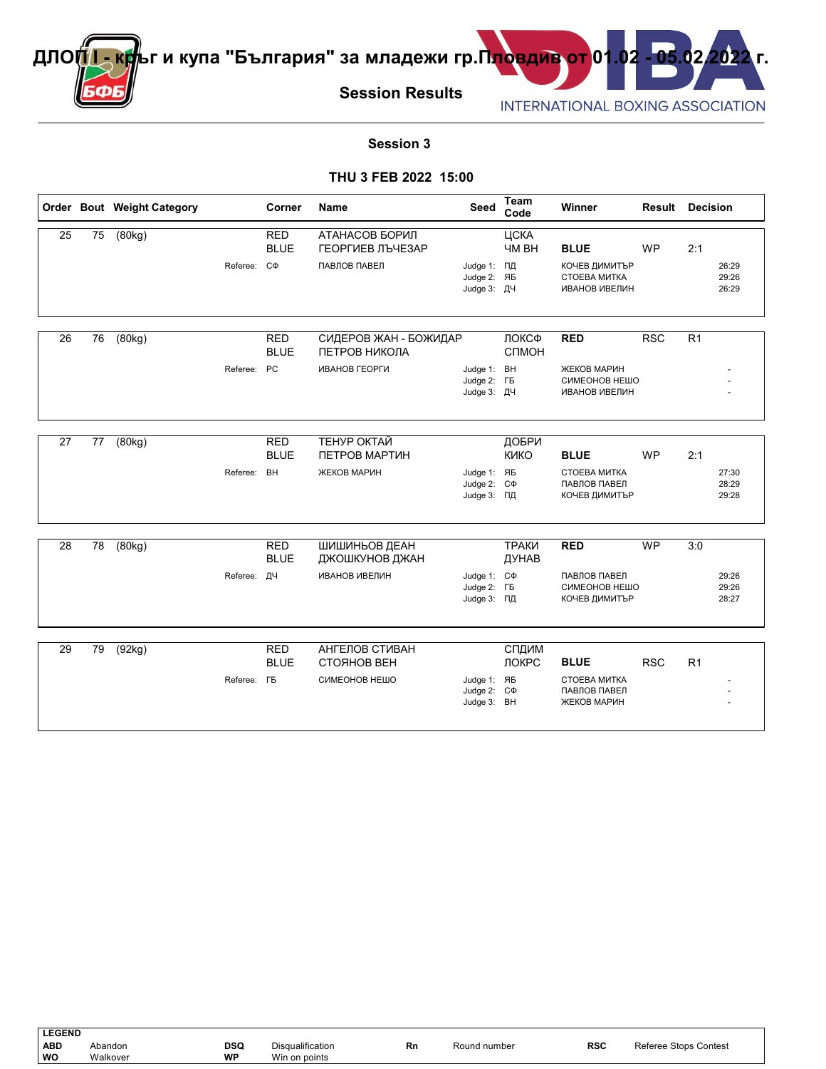# ДЛОП I - кръг и купа "България" за младежи гр.Пловдив от 01.02 - 05.02.2022 г.

## Session Results

INTERNATIONAL BOXING ASSOCIATION

### Session 3

### THU 3 FEB 2022 15:00

| Order | Bout | Weight Category | Corner | Name | Seed | Team Code | Winner | Result | Decision |
|---|---|---|---|---|---|---|---|---|---|
| 25 | 75 | (80kg) | RED | АТАНАСОВ БОРИЛ | | ЦСКА | | | |
| | | | BLUE | ГЕОРГИЕВ ЛЪЧЕЗАР | | ЧМ ВН | **BLUE** | WP | 2:1 |
| | | Referee: | СФ | ПАВЛОВ ПАВЕЛ | Judge 1: | ПД | КОЧЕВ ДИМИТЪР | | 26:29 |
| | | | | | Judge 2: | ЯБ | СТОЕВА МИТКА | | 29:26 |
| | | | | | Judge 3: | ДЧ | ИВАНОВ ИВЕЛИН | | 26:29 |
| 26 | 76 | (80kg) | RED | СИДЕРОВ ЖАН - БОЖИДАР | | ЛОКСФ | **RED** | RSC | R1 |
| | | | BLUE | ПЕТРОВ НИКОЛА | | СПМОН | | | |
| | | Referee: | РС | ИВАНОВ ГЕОРГИ | Judge 1: | ВН | ЖЕКОВ МАРИН | | - |
| | | | | | Judge 2: | ГБ | СИМЕОНОВ НЕШО | | - |
| | | | | | Judge 3: | ДЧ | ИВАНОВ ИВЕЛИН | | - |
| 27 | 77 | (80kg) | RED | ТЕНУР ОКТАЙ | | ДОБРИ | | | |
| | | | BLUE | ПЕТРОВ МАРТИН | | КИКО | **BLUE** | WP | 2:1 |
| | | Referee: | ВН | ЖЕКОВ МАРИН | Judge 1: | ЯБ | СТОЕВА МИТКА | | 27:30 |
| | | | | | Judge 2: | СФ | ПАВЛОВ ПАВЕЛ | | 28:29 |
| | | | | | Judge 3: | ПД | КОЧЕВ ДИМИТЪР | | 29:28 |
| 28 | 78 | (80kg) | RED | ШИШИНЬОВ ДЕАН | | ТРАКИ | **RED** | WP | 3:0 |
| | | | BLUE | ДЖОШКУНОВ ДЖАН | | ДУНАВ | | | |
| | | Referee: | ДЧ | ИВАНОВ ИВЕЛИН | Judge 1: | СФ | ПАВЛОВ ПАВЕЛ | | 29:26 |
| | | | | | Judge 2: | ГБ | СИМЕОНОВ НЕШО | | 29:26 |
| | | | | | Judge 3: | ПД | КОЧЕВ ДИМИТЪР | | 28:27 |
| 29 | 79 | (92kg) | RED | АНГЕЛОВ СТИВАН | | СПДИМ | | | |
| | | | BLUE | СТОЯНОВ ВЕН | | ЛОКРС | **BLUE** | RSC | R1 |
| | | Referee: | ГБ | СИМЕОНОВ НЕШО | Judge 1: | ЯБ | СТОЕВА МИТКА | | - |
| | | | | | Judge 2: | СФ | ПАВЛОВ ПАВЕЛ | | - |
| | | | | | Judge 3: | ВН | ЖЕКОВ МАРИН | | - |

**LEGEND**

| | | | | | | | |
|---|---|---|---|---|---|---|---|
| **ABD** | Abandon | **DSQ** | Disqualification | **Rn** | Round number | **RSC** | Referee Stops Contest |
| **WO** | Walkover | **WP** | Win on points | | | | |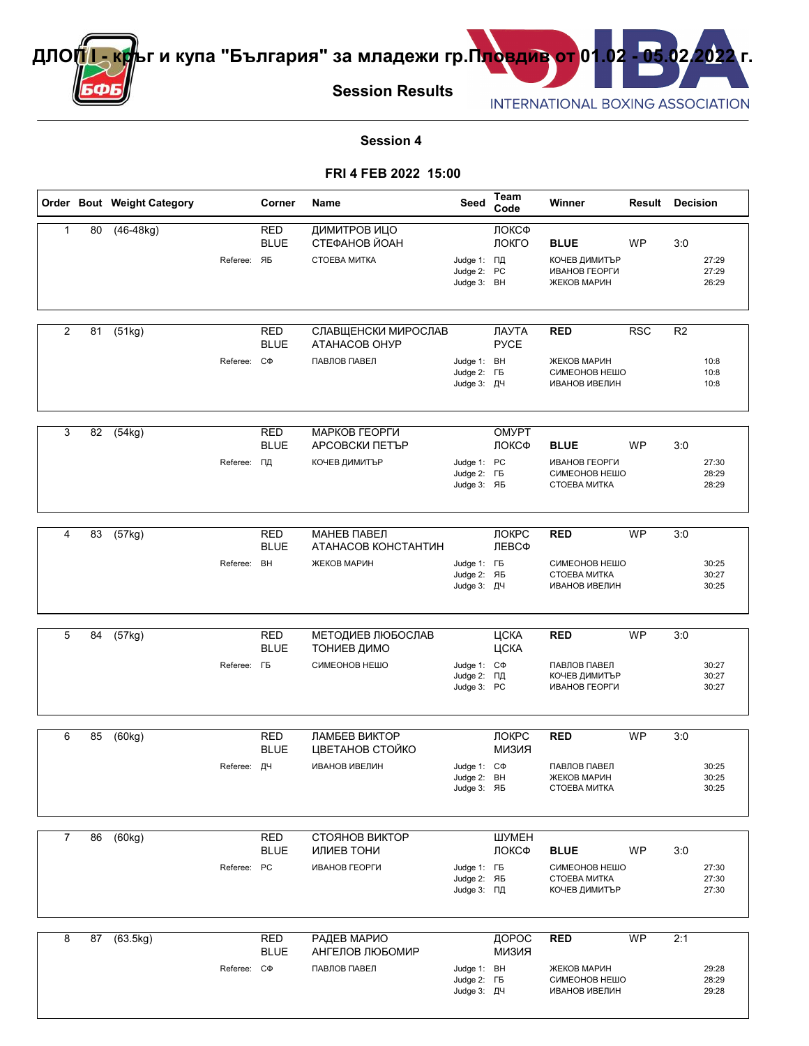# ДЛОП I - кръг и купа "България" за младежи гр.Пловдив от 01.02 - 05.02.2022 г.

## Session Results

INTERNATIONAL BOXING ASSOCIATION

### Session 4

### FRI 4 FEB 2022 15:00

| Order | Bout | Weight Category | Corner | Name | Seed | Team Code | Winner | Result | Decision |
|---|---|---|---|---|---|---|---|---|---|
| 1 | 80 | (46-48kg) | RED | ДИМИТРОВ ИЦО | | ЛОКСФ | | | |
| | | | BLUE | СТЕФАНОВ ЙОАН | | ЛОКГО | **BLUE** | WP | 3:0 |
| | | Referee: | ЯБ | СТОЕВА МИТКА | Judge 1: | ПД | КОЧЕВ ДИМИТЪР | | 27:29 |
| | | | | | Judge 2: | РС | ИВАНОВ ГЕОРГИ | | 27:29 |
| | | | | | Judge 3: | ВН | ЖЕКОВ МАРИН | | 26:29 |
| 2 | 81 | (51kg) | RED | СЛАВЩЕНСКИ МИРОСЛАВ | | ЛАУТА | **RED** | RSC | R2 |
| | | | BLUE | АТАНАСОВ ОНУР | | РУСЕ | | | |
| | | Referee: | СФ | ПАВЛОВ ПАВЕЛ | Judge 1: | ВН | ЖЕКОВ МАРИН | | 10:8 |
| | | | | | Judge 2: | ГБ | СИМЕОНОВ НЕШО | | 10:8 |
| | | | | | Judge 3: | ДЧ | ИВАНОВ ИВЕЛИН | | 10:8 |
| 3 | 82 | (54kg) | RED | МАРКОВ ГЕОРГИ | | ОМУРТ | | | |
| | | | BLUE | АРСОВСКИ ПЕТЪР | | ЛОКСФ | **BLUE** | WP | 3:0 |
| | | Referee: | ПД | КОЧЕВ ДИМИТЪР | Judge 1: | РС | ИВАНОВ ГЕОРГИ | | 27:30 |
| | | | | | Judge 2: | ГБ | СИМЕОНОВ НЕШО | | 28:29 |
| | | | | | Judge 3: | ЯБ | СТОЕВА МИТКА | | 28:29 |
| 4 | 83 | (57kg) | RED | МАНЕВ ПАВЕЛ | | ЛОКРС | **RED** | WP | 3:0 |
| | | | BLUE | АТАНАСОВ КОНСТАНТИН | | ЛЕВСФ | | | |
| | | Referee: | ВН | ЖЕКОВ МАРИН | Judge 1: | ГБ | СИМЕОНОВ НЕШО | | 30:25 |
| | | | | | Judge 2: | ЯБ | СТОЕВА МИТКА | | 30:27 |
| | | | | | Judge 3: | ДЧ | ИВАНОВ ИВЕЛИН | | 30:25 |
| 5 | 84 | (57kg) | RED | МЕТОДИЕВ ЛЮБОСЛАВ | | ЦСКА | **RED** | WP | 3:0 |
| | | | BLUE | ТОНИЕВ ДИМО | | ЦСКА | | | |
| | | Referee: | ГБ | СИМЕОНОВ НЕШО | Judge 1: | СФ | ПАВЛОВ ПАВЕЛ | | 30:27 |
| | | | | | Judge 2: | ПД | КОЧЕВ ДИМИТЪР | | 30:27 |
| | | | | | Judge 3: | РС | ИВАНОВ ГЕОРГИ | | 30:27 |
| 6 | 85 | (60kg) | RED | ЛАМБЕВ ВИКТОР | | ЛОКРС | **RED** | WP | 3:0 |
| | | | BLUE | ЦВЕТАНОВ СТОЙКО | | МИЗИЯ | | | |
| | | Referee: | ДЧ | ИВАНОВ ИВЕЛИН | Judge 1: | СФ | ПАВЛОВ ПАВЕЛ | | 30:25 |
| | | | | | Judge 2: | ВН | ЖЕКОВ МАРИН | | 30:25 |
| | | | | | Judge 3: | ЯБ | СТОЕВА МИТКА | | 30:25 |
| 7 | 86 | (60kg) | RED | СТОЯНОВ ВИКТОР | | ШУМЕН | | | |
| | | | BLUE | ИЛИЕВ ТОНИ | | ЛОКСФ | **BLUE** | WP | 3:0 |
| | | Referee: | РС | ИВАНОВ ГЕОРГИ | Judge 1: | ГБ | СИМЕОНОВ НЕШО | | 27:30 |
| | | | | | Judge 2: | ЯБ | СТОЕВА МИТКА | | 27:30 |
| | | | | | Judge 3: | ПД | КОЧЕВ ДИМИТЪР | | 27:30 |
| 8 | 87 | (63.5kg) | RED | РАДЕВ МАРИО | | ДОРОС | **RED** | WP | 2:1 |
| | | | BLUE | АНГЕЛОВ ЛЮБОМИР | | МИЗИЯ | | | |
| | | Referee: | СФ | ПАВЛОВ ПАВЕЛ | Judge 1: | ВН | ЖЕКОВ МАРИН | | 29:28 |
| | | | | | Judge 2: | ГБ | СИМЕОНОВ НЕШО | | 28:29 |
| | | | | | Judge 3: | ДЧ | ИВАНОВ ИВЕЛИН | | 29:28 |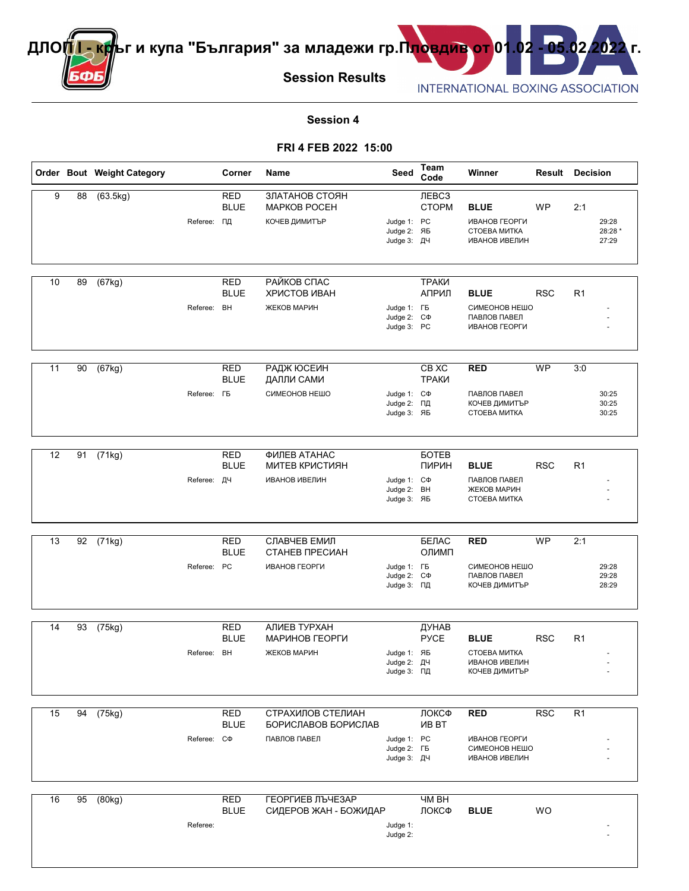# ДЛОП I - кръг и купа "България" за младежи гр.Пловдив от 01.02 - 05.02.2022 г.

## Session Results

INTERNATIONAL BOXING ASSOCIATION

### Session 4

### FRI 4 FEB 2022 15:00

| Order | Bout | Weight Category | Corner | Name | Seed | Team Code | Winner | Result | Decision |
|---|---|---|---|---|---|---|---|---|---|
| 9 | 88 | (63.5kg) | RED | ЗЛАТАНОВ СТОЯН | | ЛЕВСЗ | | | |
| | | | BLUE | МАРКОВ РОСЕН | | СТОРМ | **BLUE** | WP | 2:1 |
| | | Referee: | ПД | КОЧЕВ ДИМИТЪР | Judge 1: | РС | ИВАНОВ ГЕОРГИ | | 29:28 |
| | | | | | Judge 2: | ЯБ | СТОЕВА МИТКА | | 28:28 * |
| | | | | | Judge 3: | ДЧ | ИВАНОВ ИВЕЛИН | | 27:29 |
| 10 | 89 | (67kg) | RED | РАЙКОВ СПАС | | ТРАКИ | | | |
| | | | BLUE | ХРИСТОВ ИВАН | | АПРИЛ | **BLUE** | RSC | R1 |
| | | Referee: | ВН | ЖЕКОВ МАРИН | Judge 1: | ГБ | СИМЕОНОВ НЕШО | | - |
| | | | | | Judge 2: | СФ | ПАВЛОВ ПАВЕЛ | | - |
| | | | | | Judge 3: | РС | ИВАНОВ ГЕОРГИ | | - |
| 11 | 90 | (67kg) | RED | РАДЖ ЮСЕИН | | СВ ХС | **RED** | WP | 3:0 |
| | | | BLUE | ДАЛЛИ САМИ | | ТРАКИ | | | |
| | | Referee: | ГБ | СИМЕОНОВ НЕШО | Judge 1: | СФ | ПАВЛОВ ПАВЕЛ | | 30:25 |
| | | | | | Judge 2: | ПД | КОЧЕВ ДИМИТЪР | | 30:25 |
| | | | | | Judge 3: | ЯБ | СТОЕВА МИТКА | | 30:25 |
| 12 | 91 | (71kg) | RED | ФИЛЕВ АТАНАС | | БОТЕВ | | | |
| | | | BLUE | МИТЕВ КРИСТИЯН | | ПИРИН | **BLUE** | RSC | R1 |
| | | Referee: | ДЧ | ИВАНОВ ИВЕЛИН | Judge 1: | СФ | ПАВЛОВ ПАВЕЛ | | - |
| | | | | | Judge 2: | ВН | ЖЕКОВ МАРИН | | - |
| | | | | | Judge 3: | ЯБ | СТОЕВА МИТКА | | - |
| 13 | 92 | (71kg) | RED | СЛАВЧЕВ ЕМИЛ | | БЕЛАС | **RED** | WP | 2:1 |
| | | | BLUE | СТАНЕВ ПРЕСИАН | | ОЛИМП | | | |
| | | Referee: | РС | ИВАНОВ ГЕОРГИ | Judge 1: | ГБ | СИМЕОНОВ НЕШО | | 29:28 |
| | | | | | Judge 2: | СФ | ПАВЛОВ ПАВЕЛ | | 29:28 |
| | | | | | Judge 3: | ПД | КОЧЕВ ДИМИТЪР | | 28:29 |
| 14 | 93 | (75kg) | RED | АЛИЕВ ТУРХАН | | ДУНАВ | | | |
| | | | BLUE | МАРИНОВ ГЕОРГИ | | РУСЕ | **BLUE** | RSC | R1 |
| | | Referee: | ВН | ЖЕКОВ МАРИН | Judge 1: | ЯБ | СТОЕВА МИТКА | | - |
| | | | | | Judge 2: | ДЧ | ИВАНОВ ИВЕЛИН | | - |
| | | | | | Judge 3: | ПД | КОЧЕВ ДИМИТЪР | | - |
| 15 | 94 | (75kg) | RED | СТРАХИЛОВ СТЕЛИАН | | ЛОКСФ | **RED** | RSC | R1 |
| | | | BLUE | БОРИСЛАВОВ БОРИСЛАВ | | ИВ ВТ | | | |
| | | Referee: | СФ | ПАВЛОВ ПАВЕЛ | Judge 1: | РС | ИВАНОВ ГЕОРГИ | | - |
| | | | | | Judge 2: | ГБ | СИМЕОНОВ НЕШО | | - |
| | | | | | Judge 3: | ДЧ | ИВАНОВ ИВЕЛИН | | - |
| 16 | 95 | (80kg) | RED | ГЕОРГИЕВ ЛЪЧЕЗАР | | ЧМ ВН | | | |
| | | | BLUE | СИДЕРОВ ЖАН - БОЖИДАР | | ЛОКСФ | **BLUE** | WO | |
| | | Referee: | | | Judge 1: | | | | - |
| | | | | | Judge 2: | | | | - |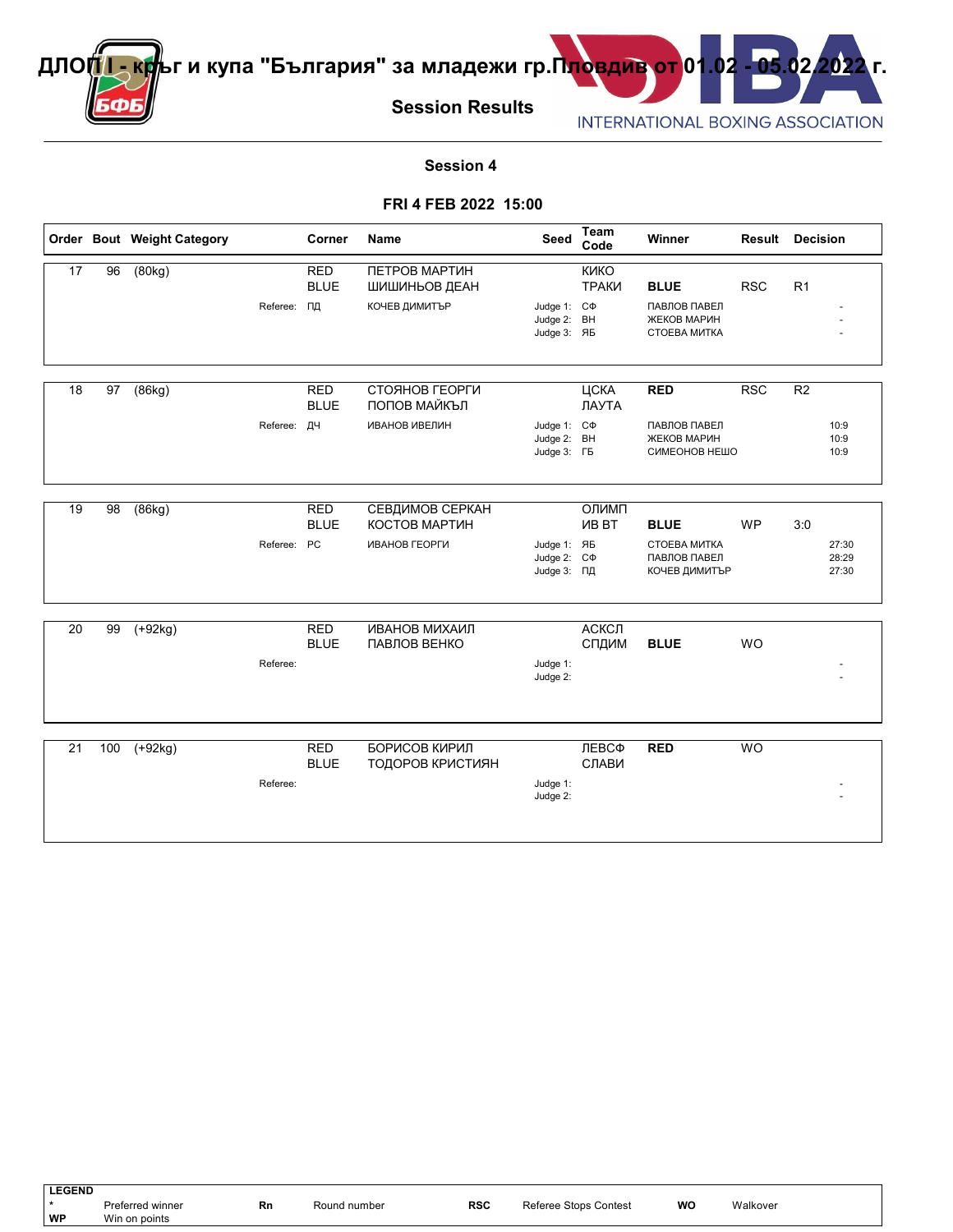# ДЛОП I - кръг и купа "България" за младежи гр.Пловдив от 01.02 - 05.02.2022 г.

## Session Results

INTERNATIONAL BOXING ASSOCIATION

### Session 4

### FRI 4 FEB 2022 15:00

| Order | Bout | Weight Category | Corner | Name | Seed | Team Code | Winner | Result | Decision |
|---|---|---|---|---|---|---|---|---|---|
| 17 | 96 | (80kg) | RED | ПЕТРОВ МАРТИН | | КИКО | | | |
| | | | BLUE | ШИШИНЬОВ ДЕАН | | ТРАКИ | **BLUE** | RSC | R1 |
| | | Referee: | ПД | КОЧЕВ ДИМИТЪР | Judge 1: | СФ | ПАВЛОВ ПАВЕЛ | | - |
| | | | | | Judge 2: | ВН | ЖЕКОВ МАРИН | | - |
| | | | | | Judge 3: | ЯБ | СТОЕВА МИТКА | | - |
| 18 | 97 | (86kg) | RED | СТОЯНОВ ГЕОРГИ | | ЦСКА | **RED** | RSC | R2 |
| | | | BLUE | ПОПОВ МАЙКЪЛ | | ЛАУТА | | | |
| | | Referee: | ДЧ | ИВАНОВ ИВЕЛИН | Judge 1: | СФ | ПАВЛОВ ПАВЕЛ | | 10:9 |
| | | | | | Judge 2: | ВН | ЖЕКОВ МАРИН | | 10:9 |
| | | | | | Judge 3: | ГБ | СИМЕОНОВ НЕШО | | 10:9 |
| 19 | 98 | (86kg) | RED | СЕВДИМОВ СЕРКАН | | ОЛИМП | | | |
| | | | BLUE | КОСТОВ МАРТИН | | ИВ ВТ | **BLUE** | WP | 3:0 |
| | | Referee: | РС | ИВАНОВ ГЕОРГИ | Judge 1: | ЯБ | СТОЕВА МИТКА | | 27:30 |
| | | | | | Judge 2: | СФ | ПАВЛОВ ПАВЕЛ | | 28:29 |
| | | | | | Judge 3: | ПД | КОЧЕВ ДИМИТЪР | | 27:30 |
| 20 | 99 | (+92kg) | RED | ИВАНОВ МИХАИЛ | | АСКСЛ | | | |
| | | | BLUE | ПАВЛОВ ВЕНКО | | СПДИМ | **BLUE** | WO | |
| | | Referee: | | | Judge 1: | | | | - |
| | | | | | Judge 2: | | | | - |
| 21 | 100 | (+92kg) | RED | БОРИСОВ КИРИЛ | | ЛЕВСФ | **RED** | WO | |
| | | | BLUE | ТОДОРОВ КРИСТИЯН | | СЛАВИ | | | |
| | | Referee: | | | Judge 1: | | | | - |
| | | | | | Judge 2: | | | | - |

**LEGEND**

| | | | | | | | |
|---|---|---|---|---|---|---|---|
| * | Preferred winner | **Rn** | Round number | **RSC** | Referee Stops Contest | **WO** | Walkover |
| **WP** | Win on points | | | | | | |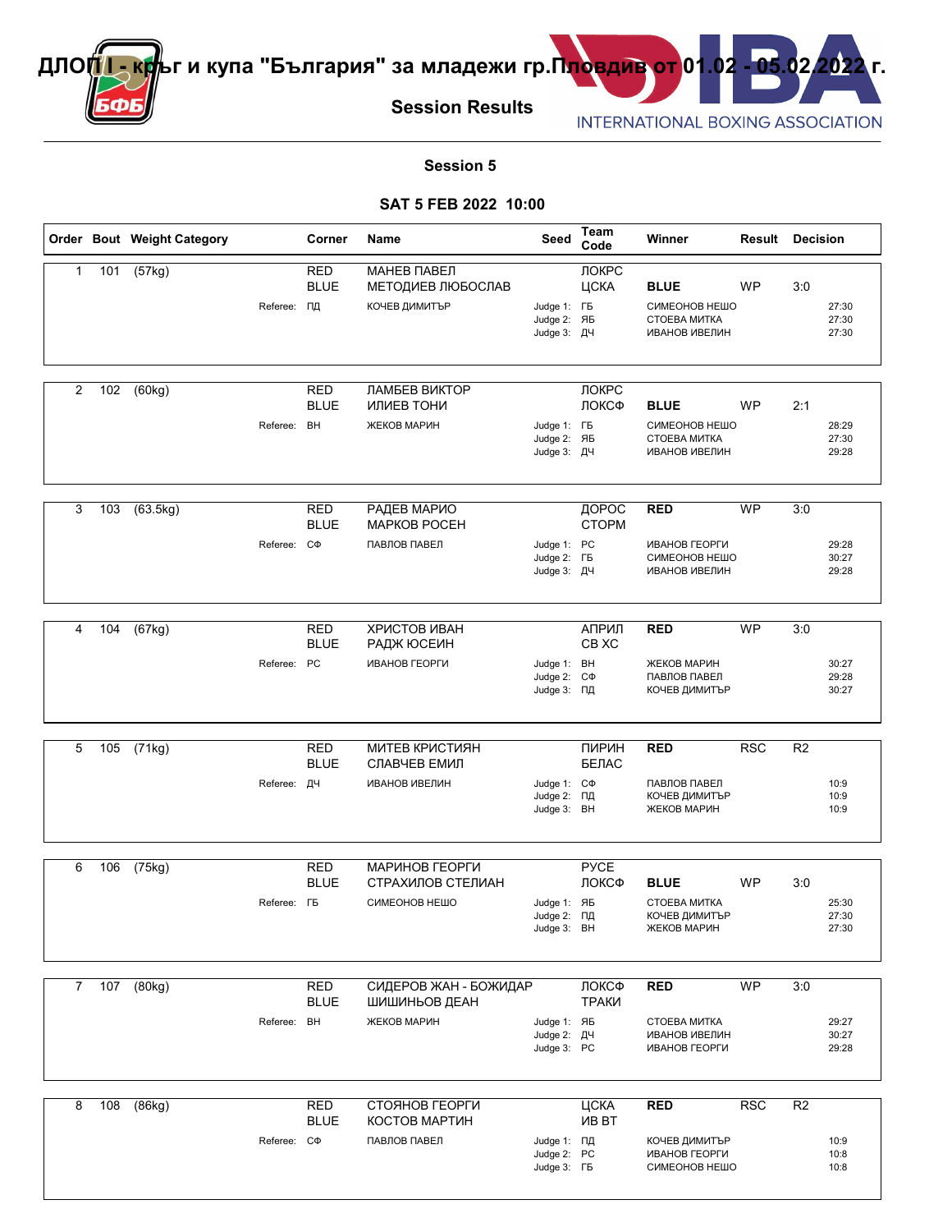# ДЛОП I - кръг и купа "България" за младежи гр.Пловдив от 01.02 - 05.02.2022 г.

## Session Results

INTERNATIONAL BOXING ASSOCIATION

### Session 5

### SAT 5 FEB 2022 10:00

| Order | Bout | Weight Category | Corner | Name | Seed | Team Code | Winner | Result | Decision |
|---|---|---|---|---|---|---|---|---|---|
| 1 | 101 | (57kg) | RED | МАНЕВ ПАВЕЛ | | ЛОКРС | | | |
| | | | BLUE | МЕТОДИЕВ ЛЮБОСЛАВ | | ЦСКА | **BLUE** | WP | 3:0 |
| | | Referee: | ПД | КОЧЕВ ДИМИТЪР | Judge 1: | ГБ | СИМЕОНОВ НЕШО | | 27:30 |
| | | | | | Judge 2: | ЯБ | СТОЕВА МИТКА | | 27:30 |
| | | | | | Judge 3: | ДЧ | ИВАНОВ ИВЕЛИН | | 27:30 |
| 2 | 102 | (60kg) | RED | ЛАМБЕВ ВИКТОР | | ЛОКРС | | | |
| | | | BLUE | ИЛИЕВ ТОНИ | | ЛОКСФ | **BLUE** | WP | 2:1 |
| | | Referee: | ВН | ЖЕКОВ МАРИН | Judge 1: | ГБ | СИМЕОНОВ НЕШО | | 28:29 |
| | | | | | Judge 2: | ЯБ | СТОЕВА МИТКА | | 27:30 |
| | | | | | Judge 3: | ДЧ | ИВАНОВ ИВЕЛИН | | 29:28 |
| 3 | 103 | (63.5kg) | RED | РАДЕВ МАРИО | | ДОРОС | **RED** | WP | 3:0 |
| | | | BLUE | МАРКОВ РОСЕН | | СТОРМ | | | |
| | | Referee: | СФ | ПАВЛОВ ПАВЕЛ | Judge 1: | РС | ИВАНОВ ГЕОРГИ | | 29:28 |
| | | | | | Judge 2: | ГБ | СИМЕОНОВ НЕШО | | 30:27 |
| | | | | | Judge 3: | ДЧ | ИВАНОВ ИВЕЛИН | | 29:28 |
| 4 | 104 | (67kg) | RED | ХРИСТОВ ИВАН | | АПРИЛ | **RED** | WP | 3:0 |
| | | | BLUE | РАДЖ ЮСЕИН | | СВ ХС | | | |
| | | Referee: | РС | ИВАНОВ ГЕОРГИ | Judge 1: | ВН | ЖЕКОВ МАРИН | | 30:27 |
| | | | | | Judge 2: | СФ | ПАВЛОВ ПАВЕЛ | | 29:28 |
| | | | | | Judge 3: | ПД | КОЧЕВ ДИМИТЪР | | 30:27 |
| 5 | 105 | (71kg) | RED | МИТЕВ КРИСТИЯН | | ПИРИН | **RED** | RSC | R2 |
| | | | BLUE | СЛАВЧЕВ ЕМИЛ | | БЕЛАС | | | |
| | | Referee: | ДЧ | ИВАНОВ ИВЕЛИН | Judge 1: | СФ | ПАВЛОВ ПАВЕЛ | | 10:9 |
| | | | | | Judge 2: | ПД | КОЧЕВ ДИМИТЪР | | 10:9 |
| | | | | | Judge 3: | ВН | ЖЕКОВ МАРИН | | 10:9 |
| 6 | 106 | (75kg) | RED | МАРИНОВ ГЕОРГИ | | РУСЕ | | | |
| | | | BLUE | СТРАХИЛОВ СТЕЛИАН | | ЛОКСФ | **BLUE** | WP | 3:0 |
| | | Referee: | ГБ | СИМЕОНОВ НЕШО | Judge 1: | ЯБ | СТОЕВА МИТКА | | 25:30 |
| | | | | | Judge 2: | ПД | КОЧЕВ ДИМИТЪР | | 27:30 |
| | | | | | Judge 3: | ВН | ЖЕКОВ МАРИН | | 27:30 |
| 7 | 107 | (80kg) | RED | СИДЕРОВ ЖАН - БОЖИДАР | | ЛОКСФ | **RED** | WP | 3:0 |
| | | | BLUE | ШИШИНЬОВ ДЕАН | | ТРАКИ | | | |
| | | Referee: | ВН | ЖЕКОВ МАРИН | Judge 1: | ЯБ | СТОЕВА МИТКА | | 29:27 |
| | | | | | Judge 2: | ДЧ | ИВАНОВ ИВЕЛИН | | 30:27 |
| | | | | | Judge 3: | РС | ИВАНОВ ГЕОРГИ | | 29:28 |
| 8 | 108 | (86kg) | RED | СТОЯНОВ ГЕОРГИ | | ЦСКА | **RED** | RSC | R2 |
| | | | BLUE | КОСТОВ МАРТИН | | ИВ ВТ | | | |
| | | Referee: | СФ | ПАВЛОВ ПАВЕЛ | Judge 1: | ПД | КОЧЕВ ДИМИТЪР | | 10:9 |
| | | | | | Judge 2: | РС | ИВАНОВ ГЕОРГИ | | 10:8 |
| | | | | | Judge 3: | ГБ | СИМЕОНОВ НЕШО | | 10:8 |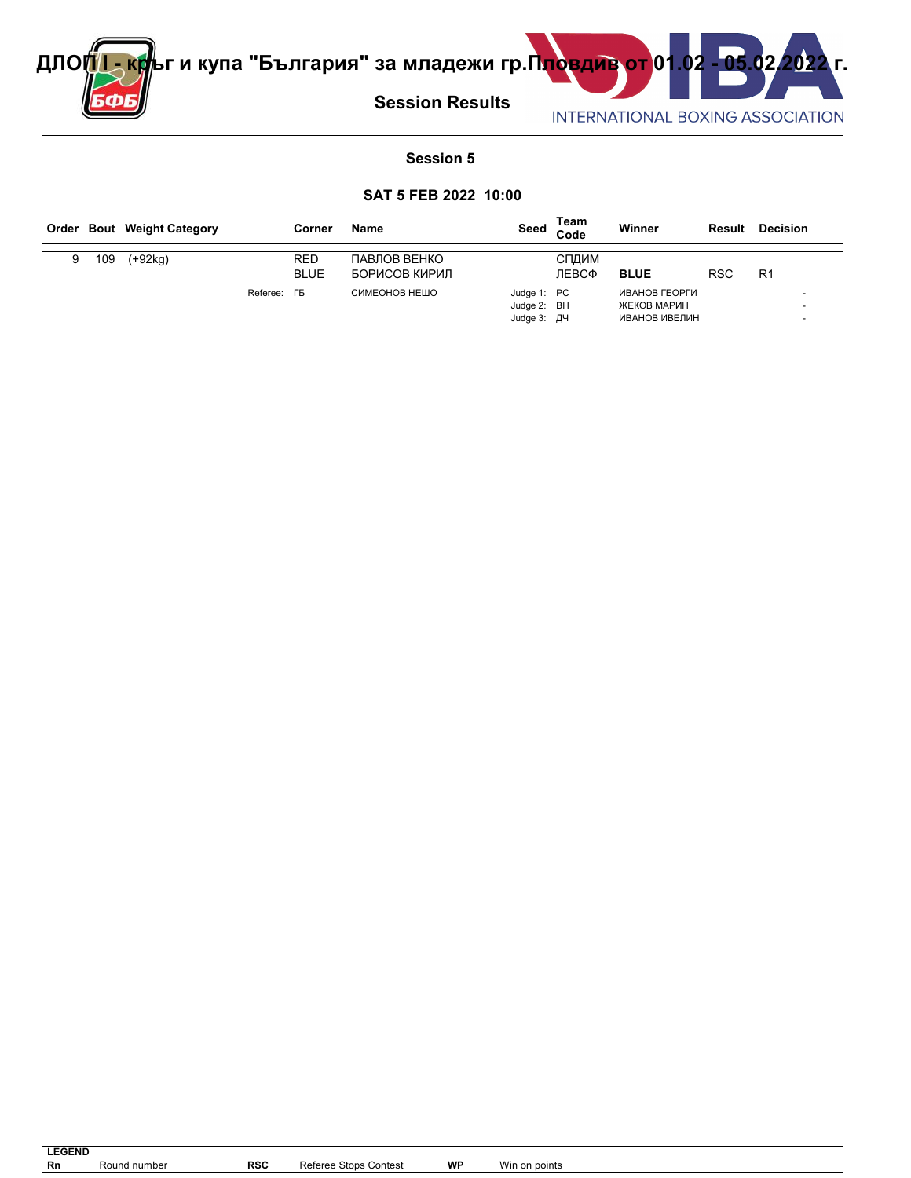# ДЛОП I - кръг и купа "България" за младежи гр.Пловдив от 01.02 - 05.02.2022 г.

## Session Results

INTERNATIONAL BOXING ASSOCIATION

### Session 5

### SAT 5 FEB 2022 10:00

| Order | Bout | Weight Category | Corner | Name | Seed | Team Code | Winner | Result | Decision |
|---|---|---|---|---|---|---|---|---|---|
| 9 | 109 | (+92kg) | RED | ПАВЛОВ ВЕНКО | | СПДИМ | | | |
| | | | BLUE | БОРИСОВ КИРИЛ | | ЛЕВСФ | **BLUE** | RSC | R1 |
| | | Referee: | ГБ | СИМЕОНОВ НЕШО | Judge 1: | PC | ИВАНОВ ГЕОРГИ | | - |
| | | | | | Judge 2: | BH | ЖЕКОВ МАРИН | | - |
| | | | | | Judge 3: | ДЧ | ИВАНОВ ИВЕЛИН | | - |

| LEGEND | | | | | |
|---|---|---|---|---|---|
| Rn | Round number | RSC | Referee Stops Contest | WP | Win on points |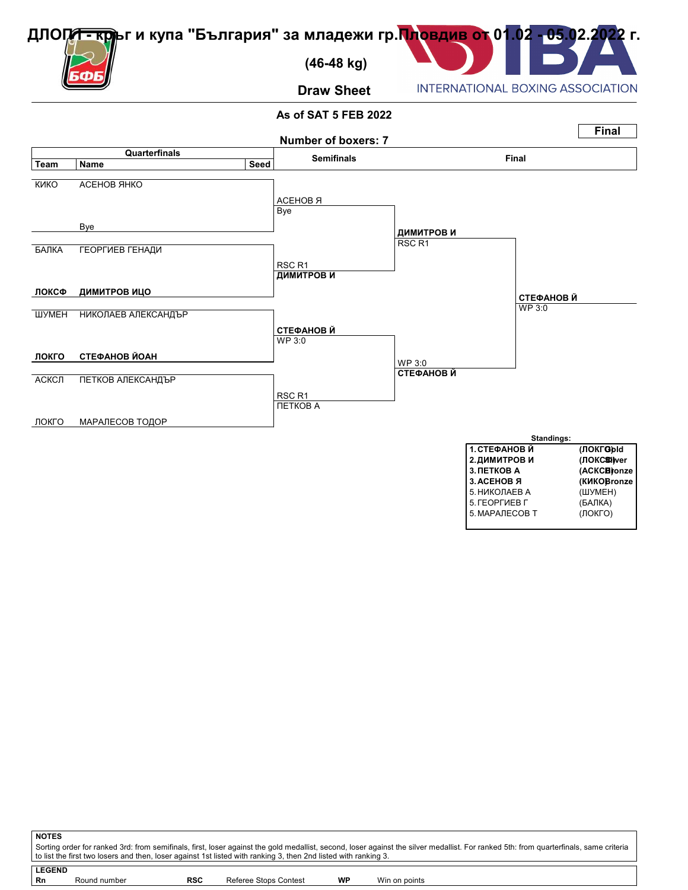# ДЛОП I - кръг и купа "България" за младежи гр.Пловдив от 01.02 - 05.02.2022 г.

## (46-48 kg)

### Draw Sheet

INTERNATIONAL BOXING ASSOCIATION

**As of SAT 5 FEB 2022**

**Final**

**Number of boxers: 7**

| Team | Name | Seed | Semifinals | Final | Winner |
|---|---|---|---|---|---|
| КИКО | АСЕНОВ ЯНКО | | АСЕНОВ Я | | |
| | Bye | | Bye | ДИМИТРОВ И | |
| БАЛКА | ГЕОРГИЕВ ГЕНАДИ | | RSC R1 | RSC R1 | |
| **ЛОКСФ** | **ДИМИТРОВ ИЦО** | | **ДИМИТРОВ И** | | **СТЕФАНОВ Й** |
| ШУМЕН | НИКОЛАЕВ АЛЕКСАНДЪР | | **СТЕФАНОВ Й** | | WP 3:0 |
| **ЛОКГО** | **СТЕФАНОВ ЙОАН** | | WP 3:0 | WP 3:0 | |
| АСКСЛ | ПЕТКОВ АЛЕКСАНДЪР | | RSC R1 | **СТЕФАНОВ Й** | |
| ЛОКГО | МАРАЛЕСОВ ТОДОР | | ПЕТКОВ А | | |

**Standings:**

| Rank | Name | Team | Medal |
|---|---|---|---|
| **1.** | **СТЕФАНОВ Й** | **(ЛОКГО)** | **Gold** |
| **2.** | **ДИМИТРОВ И** | **(ЛОКСФ)** | **Silver** |
| **3.** | **ПЕТКОВ А** | **(АСКСЛ)** | **Bronze** |
| **3.** | **АСЕНОВ Я** | **(КИКО)** | **Bronze** |
| 5. | НИКОЛАЕВ А | (ШУМЕН) | |
| 5. | ГЕОРГИЕВ Г | (БАЛКА) | |
| 5. | МАРАЛЕСОВ Т | (ЛОКГО) | |

**NOTES**

Sorting order for ranked 3rd: from semifinals, first, loser against the gold medallist, second, loser against the silver medallist. For ranked 5th: from quarterfinals, same criteria to list the first two losers and then, loser against 1st listed with ranking 3, then 2nd listed with ranking 3.

**LEGEND**

| | | | | | |
|---|---|---|---|---|---|
| **Rn** | Round number | **RSC** | Referee Stops Contest | **WP** | Win on points |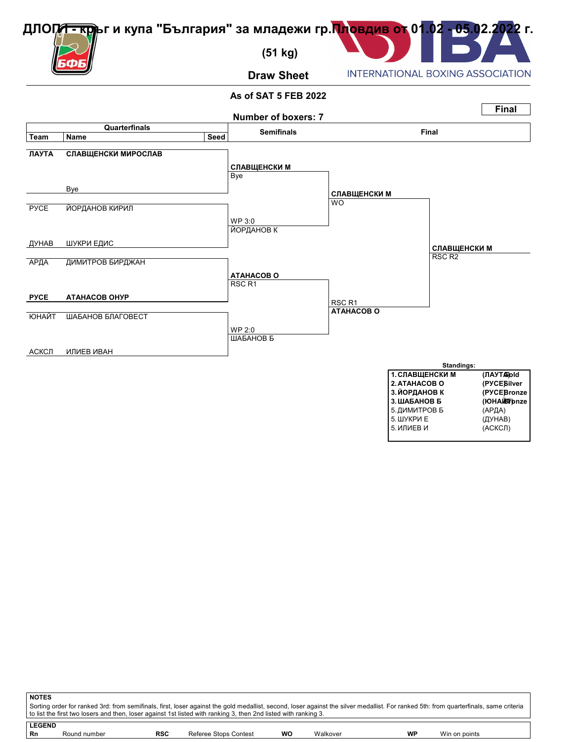# ДЛОП I - кръг и купа "България" за младежи гр.Пловдив от 01.02 - 05.02.2022 г.

## (51 kg)

### Draw Sheet

INTERNATIONAL BOXING ASSOCIATION

**As of SAT 5 FEB 2022**

**Number of boxers: 7**

**Final**

| Team | Name | Seed | Semifinals | Final | |
|---|---|---|---|---|---|
| **ЛАУТА** | **СЛАВЩЕНСКИ МИРОСЛАВ** | | **СЛАВЩЕНСКИ М** Bye | **СЛАВЩЕНСКИ М** WO | **СЛАВЩЕНСКИ М** RSC R2 |
| | Bye | | | | |
| РУСЕ | ЙОРДАНОВ КИРИЛ | | WP 3:0 ЙОРДАНОВ К | | |
| ДУНАВ | ШУКРИ ЕДИС | | | | |
| АРДА | ДИМИТРОВ БИРДЖАН | | **АТАНАСОВ О** RSC R1 | RSC R1 **АТАНАСОВ О** | |
| **РУСЕ** | **АТАНАСОВ ОНУР** | | | | |
| ЮНАЙТ | ШАБАНОВ БЛАГОВЕСТ | | WP 2:0 ШАБАНОВ Б | | |
| АСКСЛ | ИЛИЕВ ИВАН | | | | |

**Standings:**

| | | |
|---|---|---|
| **1. СЛАВЩЕНСКИ М** | **(ЛАУТА)** | **Gold** |
| **2. АТАНАСОВ О** | **(РУСЕ)** | **Silver** |
| **3. ЙОРДАНОВ К** | **(РУСЕ)** | **Bronze** |
| **3. ШАБАНОВ Б** | **(ЮНАЙТ)** | **Bronze** |
| 5. ДИМИТРОВ Б | (АРДА) | |
| 5. ШУКРИ Е | (ДУНАВ) | |
| 5. ИЛИЕВ И | (АСКСЛ) | |

**NOTES**

Sorting order for ranked 3rd: from semifinals, first, loser against the gold medallist, second, loser against the silver medallist. For ranked 5th: from quarterfinals, same criteria to list the first two losers and then, loser against 1st listed with ranking 3, then 2nd listed with ranking 3.

**LEGEND**

| | | | | | | | |
|---|---|---|---|---|---|---|---|
| **Rn** | Round number | **RSC** | Referee Stops Contest | **WO** | Walkover | **WP** | Win on points |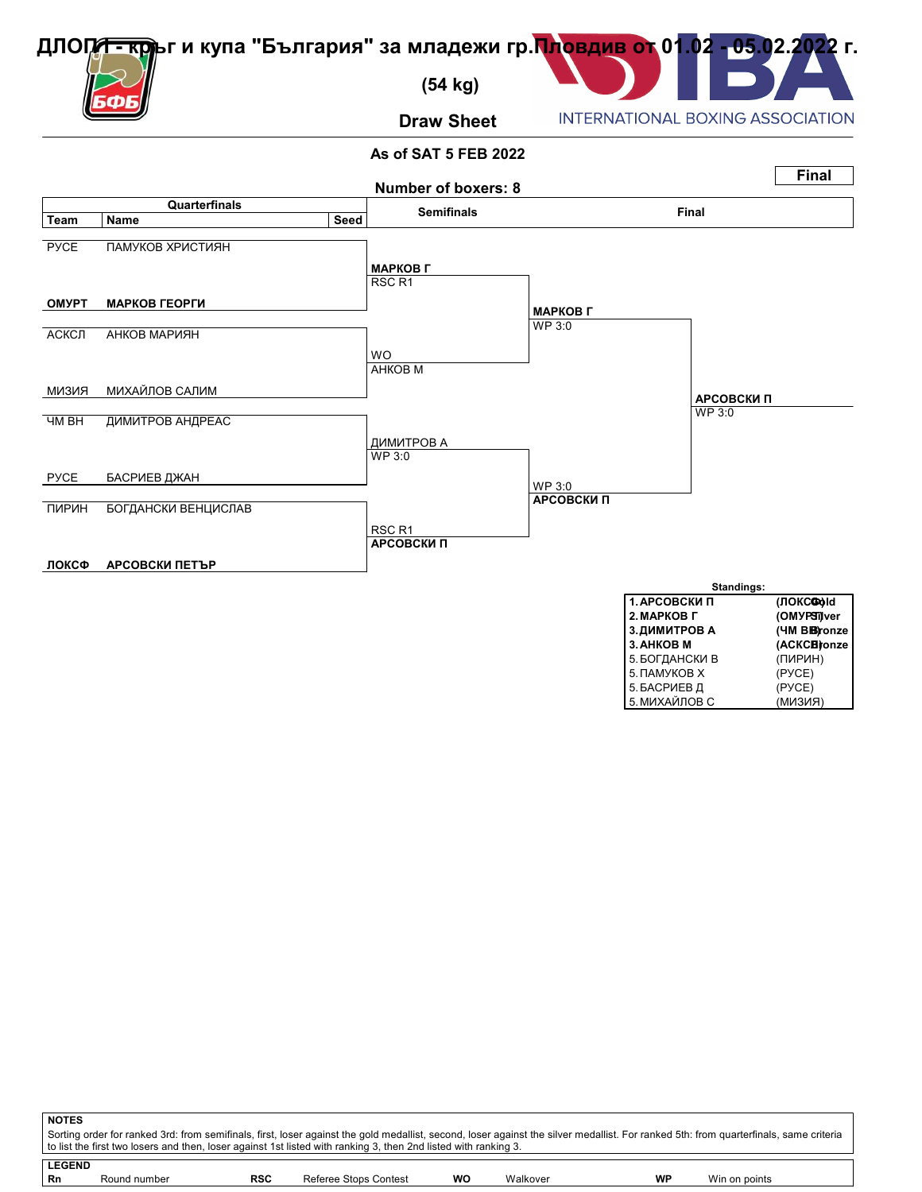# ДЛОП I - кръг и купа "България" за младежи гр.Пловдив от 01.02 - 05.02.2022 г.

## (54 kg)

## Draw Sheet

INTERNATIONAL BOXING ASSOCIATION

**As of SAT 5 FEB 2022**

**Final**

**Number of boxers: 8**

| Team | Name | Seed | Semifinals | Final | |
|---|---|---|---|---|---|
| РУСЕ | ПАМУКОВ ХРИСТИЯН | | | | |
| **ОМУРТ** | **МАРКОВ ГЕОРГИ** | | **МАРКОВ Г** RSC R1 | | |
| АСКСЛ | АНКОВ МАРИЯН | | | **МАРКОВ Г** WP 3:0 | |
| МИЗИЯ | МИХАЙЛОВ САЛИМ | | WO АНКОВ М | | |
| ЧМ ВН | ДИМИТРОВ АНДРЕАС | | | | **АРСОВСКИ П** WP 3:0 |
| РУСЕ | БАСРИЕВ ДЖАН | | ДИМИТРОВ А WP 3:0 | | |
| ПИРИН | БОГДАНСКИ ВЕНЦИСЛАВ | | | WP 3:0 **АРСОВСКИ П** | |
| **ЛОКСФ** | **АРСОВСКИ ПЕТЪР** | | RSC R1 **АРСОВСКИ П** | | |

**Standings:**

| | | | |
|---|---|---|---|
| **1.** | **АРСОВСКИ П** | **(ЛОКСФ)** | **Gold** |
| **2.** | **МАРКОВ Г** | **(ОМУРТ)** | **Silver** |
| **3.** | **ДИМИТРОВ А** | **(ЧМ ВН)** | **Bronze** |
| **3.** | **АНКОВ М** | **(АСКСЛ)** | **Bronze** |
| 5. | БОГДАНСКИ В | (ПИРИН) | |
| 5. | ПАМУКОВ Х | (РУСЕ) | |
| 5. | БАСРИЕВ Д | (РУСЕ) | |
| 5. | МИХАЙЛОВ С | (МИЗИЯ) | |

**NOTES**

Sorting order for ranked 3rd: from semifinals, first, loser against the gold medallist, second, loser against the silver medallist. For ranked 5th: from quarterfinals, same criteria to list the first two losers and then, loser against 1st listed with ranking 3, then 2nd listed with ranking 3.

**LEGEND**

| | | | | | | | |
|---|---|---|---|---|---|---|---|
| **Rn** | Round number | **RSC** | Referee Stops Contest | **WO** | Walkover | **WP** | Win on points |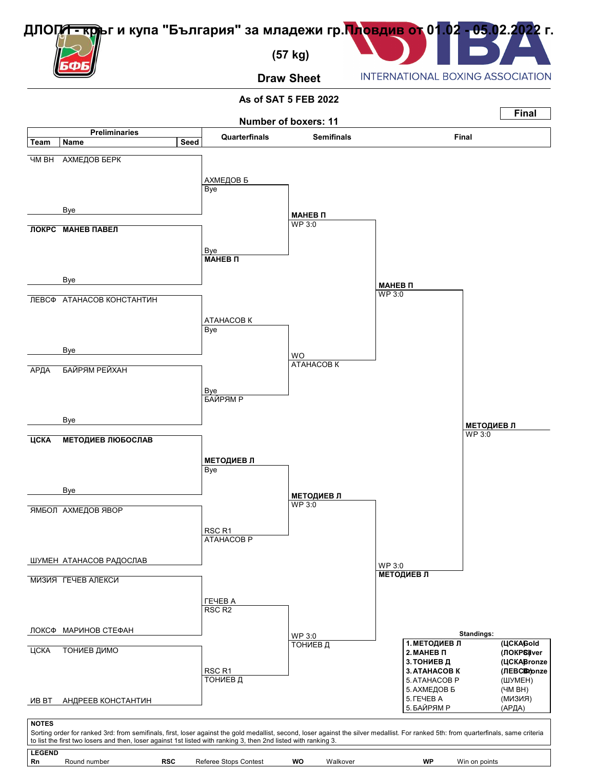# ДЛОП I - кръг и купа "България" за младежи гр.Пловдив от 01.02 - 05.02.2022 г.

## (57 kg)

### Draw Sheet

**As of SAT 5 FEB 2022**

**Final**

**Number of boxers: 11**

| Team | Name | Seed |
|---|---|---|
| ЧМ ВН | АХМЕДОВ БЕРК | |
| | Bye | |
| **ЛОКРС** | **МАНЕВ ПАВЕЛ** | |
| | Bye | |
| ЛЕВСФ | АТАНАСОВ КОНСТАНТИН | |
| | Bye | |
| АРДА | БАЙРЯМ РЕЙХАН | |
| | Bye | |
| **ЦСКА** | **МЕТОДИЕВ ЛЮБОСЛАВ** | |
| | Bye | |
| ЯМБОЛ | АХМЕДОВ ЯВОР | |
| ШУМЕН | АТАНАСОВ РАДОСЛАВ | |
| МИЗИЯ | ГЕЧЕВ АЛЕКСИ | |
| ЛОКСФ | МАРИНОВ СТЕФАН | |
| ЦСКА | ТОНИЕВ ДИМО | |
| ИВ ВТ | АНДРЕЕВ КОНСТАНТИН | |

**Quarterfinals**

- АХМЕДОВ Б — Bye
- Bye — **МАНЕВ П**
- АТАНАСОВ К — Bye
- Bye — БАЙРЯМ Р
- **МЕТОДИЕВ Л** — Bye
- RSC R1 — АТАНАСОВ Р
- ГЕЧЕВ А — RSC R2
- RSC R1 — ТОНИЕВ Д

**Semifinals**

- **МАНЕВ П** — WP 3:0
- WO — АТАНАСОВ К
- **МЕТОДИЕВ Л** — WP 3:0
- WP 3:0 — ТОНИЕВ Д

**Final**

- **МАНЕВ П** — WP 3:0
- WP 3:0 — **МЕТОДИЕВ Л**

**Winner:** **МЕТОДИЕВ Л** — WP 3:0

**Standings:**

| | Name | Team | Medal |
|---|---|---|---|
| 1. | **МЕТОДИЕВ Л** | **(ЦСКА)** | **Gold** |
| 2. | **МАНЕВ П** | **(ЛОКРС)** | **Silver** |
| 3. | **ТОНИЕВ Д** | **(ЦСКА)** | **Bronze** |
| 3. | **АТАНАСОВ К** | **(ЛЕВСФ)** | **Bronze** |
| 5. | АТАНАСОВ Р | (ШУМЕН) | |
| 5. | АХМЕДОВ Б | (ЧМ ВН) | |
| 5. | ГЕЧЕВ А | (МИЗИЯ) | |
| 5. | БАЙРЯМ Р | (АРДА) | |

**NOTES**

Sorting order for ranked 3rd: from semifinals, first, loser against the gold medallist, second, loser against the silver medallist. For ranked 5th: from quarterfinals, same criteria to list the first two losers and then, loser against 1st listed with ranking 3, then 2nd listed with ranking 3.

**LEGEND**

| | | | | | | | |
|---|---|---|---|---|---|---|---|
| **Rn** | Round number | **RSC** | Referee Stops Contest | **WO** | Walkover | **WP** | Win on points |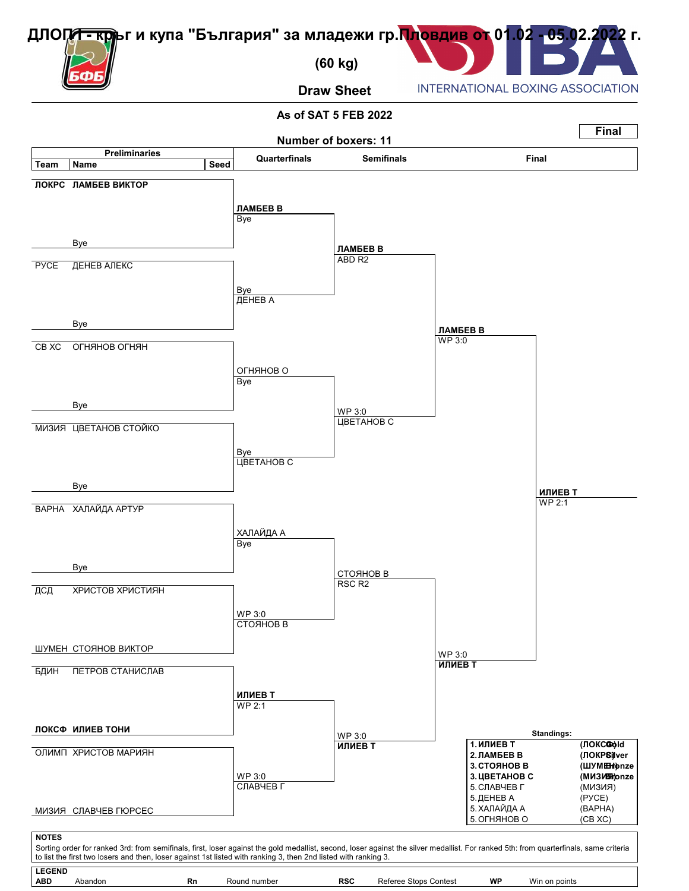# ДЛОП I - кръг и купа "България" за младежи гр.Пловдив от 01.02 - 05.02.2022 г.

INTERNATIONAL BOXING ASSOCIATION

## (60 kg)

## Draw Sheet

**As of SAT 5 FEB 2022**

**Number of boxers: 11**

**Final**

### Preliminaries

| Team | Name | Seed |
|---|---|---|
| **ЛОКРС** | **ЛАМБЕВ ВИКТОР** | |
| | Bye | |
| РУСЕ | ДЕНЕВ АЛЕКС | |
| | Bye | |
| СВ ХС | ОГНЯНОВ ОГНЯН | |
| | Bye | |
| МИЗИЯ | ЦВЕТАНОВ СТОЙКО | |
| | Bye | |
| ВАРНА | ХАЛАЙДА АРТУР | |
| | Bye | |
| ДСД | ХРИСТОВ ХРИСТИЯН | |
| ШУМЕН | СТОЯНОВ ВИКТОР | |
| БДИН | ПЕТРОВ СТАНИСЛАВ | |
| **ЛОКСФ** | **ИЛИЕВ ТОНИ** | |
| ОЛИМП | ХРИСТОВ МАРИЯН | |
| МИЗИЯ | СЛАВЧЕВ ГЮРСЕС | |

### Quarterfinals

- **ЛАМБЕВ В** – Bye
- ДЕНЕВ А – Bye
- ОГНЯНОВ О – Bye
- ЦВЕТАНОВ С – Bye
- ХАЛАЙДА А – Bye
- СТОЯНОВ В – WP 3:0
- **ИЛИЕВ Т** – WP 2:1
- СЛАВЧЕВ Г – WP 3:0

### Semifinals

- **ЛАМБЕВ В** – ABD R2
- ЦВЕТАНОВ С – WP 3:0
- СТОЯНОВ В – RSC R2
- **ИЛИЕВ Т** – WP 3:0

### Final

- **ЛАМБЕВ В** – WP 3:0
- **ИЛИЕВ Т** – WP 3:0

**Winner: ИЛИЕВ Т** – WP 2:1

### Standings:

| | | |
|---|---|---|
| 1. **ИЛИЕВ Т** | **(ЛОКСФ)** | **Gold** |
| 2. **ЛАМБЕВ В** | **(ЛОКРС)** | **Silver** |
| 3. **СТОЯНОВ В** | **(ШУМЕН)** | **Bronze** |
| 3. **ЦВЕТАНОВ С** | **(МИЗИЯ)** | **Bronze** |
| 5. СЛАВЧЕВ Г | (МИЗИЯ) | |
| 5. ДЕНЕВ А | (РУСЕ) | |
| 5. ХАЛАЙДА А | (ВАРНА) | |
| 5. ОГНЯНОВ О | (СВ ХС) | |

**NOTES**

Sorting order for ranked 3rd: from semifinals, first, loser against the gold medallist, second, loser against the silver medallist. For ranked 5th: from quarterfinals, same criteria to list the first two losers and then, loser against 1st listed with ranking 3, then 2nd listed with ranking 3.

**LEGEND**

| | | | | | | | |
|---|---|---|---|---|---|---|---|
| **ABD** | Abandon | **Rn** | Round number | **RSC** | Referee Stops Contest | **WP** | Win on points |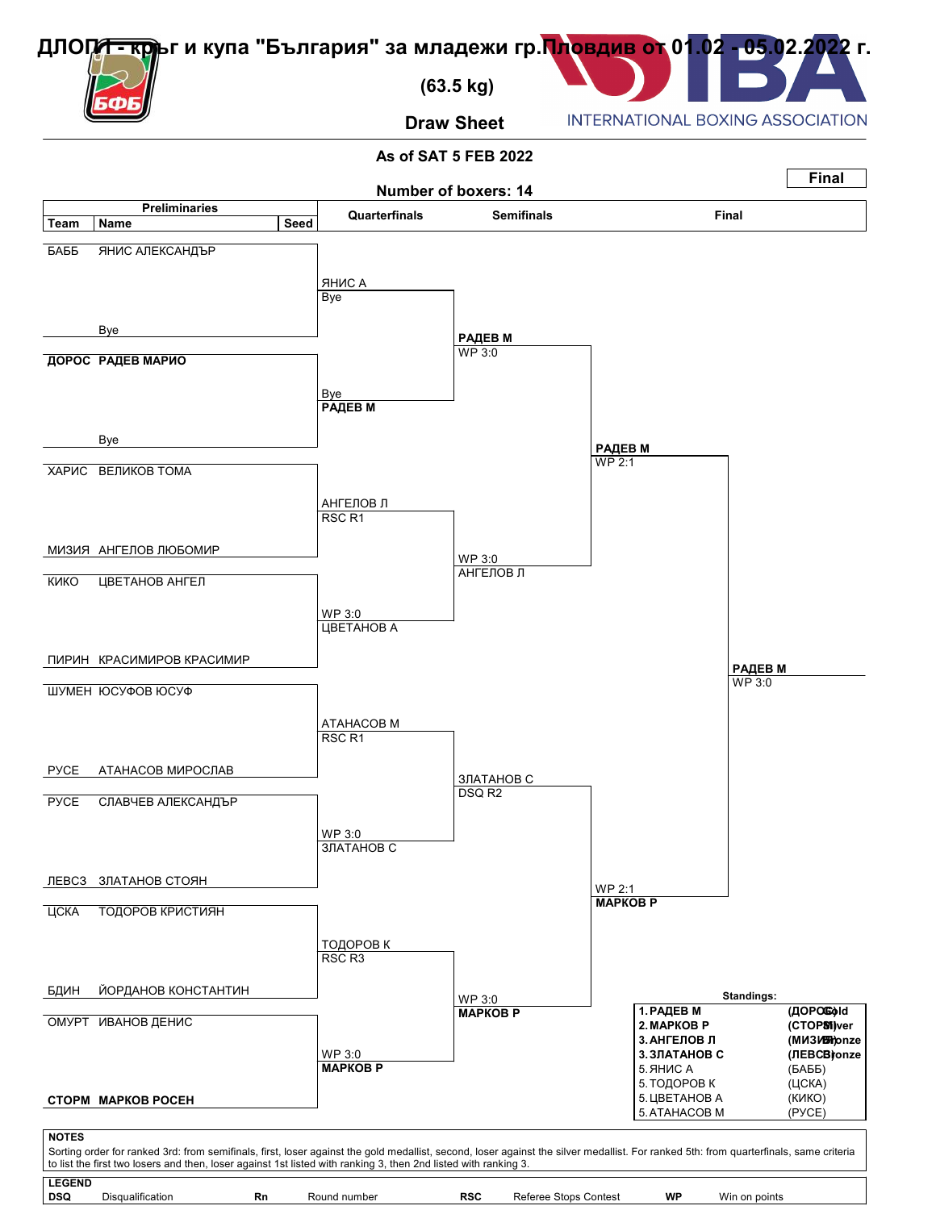# ДЛОП I - кръг и купа "България" за младежи гр.Пловдив от 01.02 - 05.02.2022 г.

## (63.5 kg)

## Draw Sheet

INTERNATIONAL BOXING ASSOCIATION

**As of SAT 5 FEB 2022**

**Final**

**Number of boxers: 14**

| Team | Name | Seed | Quarterfinals | Semifinals | Final |
|---|---|---|---|---|---|
| БАББ | ЯНИС АЛЕКСАНДЪР | | ЯНИС А Bye | | |
| | Bye | | | РАДЕВ М WP 3:0 | |
| **ДОРОС** | **РАДЕВ МАРИО** | | Bye **РАДЕВ М** | | |
| | Bye | | | | **РАДЕВ М** WP 2:1 |
| ХАРИС | ВЕЛИКОВ ТОМА | | АНГЕЛОВ Л RSC R1 | | |
| МИЗИЯ | АНГЕЛОВ ЛЮБОМИР | | | WP 3:0 АНГЕЛОВ Л | |
| КИКО | ЦВЕТАНОВ АНГЕЛ | | WP 3:0 ЦВЕТАНОВ А | | |
| ПИРИН | КРАСИМИРОВ КРАСИМИР | | | | |
| ШУМЕН | ЮСУФОВ ЮСУФ | | АТАНАСОВ М RSC R1 | | |
| РУСЕ | АТАНАСОВ МИРОСЛАВ | | | ЗЛАТАНОВ С DSQ R2 | |
| РУСЕ | СЛАВЧЕВ АЛЕКСАНДЪР | | WP 3:0 ЗЛАТАНОВ С | | |
| ЛЕВСЗ | ЗЛАТАНОВ СТОЯН | | | | WP 2:1 **МАРКОВ Р** |
| ЦСКА | ТОДОРОВ КРИСТИЯН | | ТОДОРОВ К RSC R3 | | |
| БДИН | ЙОРДАНОВ КОНСТАНТИН | | | WP 3:0 **МАРКОВ Р** | |
| ОМУРТ | ИВАНОВ ДЕНИС | | WP 3:0 **МАРКОВ Р** | | |
| **СТОРМ** | **МАРКОВ РОСЕН** | | | | |

**Final winner: РАДЕВ М — WP 3:0**

**Standings:**

| | | | |
|---|---|---|---|
| 1. | **РАДЕВ М** | (ДОРОС) | Gold |
| 2. | **МАРКОВ Р** | (СТОРМ) | Silver |
| 3. | **АНГЕЛОВ Л** | (МИЗИЯ) | Bronze |
| 3. | **ЗЛАТАНОВ С** | (ЛЕВСЗ) | Bronze |
| 5. | ЯНИС А | (БАББ) | |
| 5. | ТОДОРОВ К | (ЦСКА) | |
| 5. | ЦВЕТАНОВ А | (КИКО) | |
| 5. | АТАНАСОВ М | (РУСЕ) | |

**NOTES**

Sorting order for ranked 3rd: from semifinals, first, loser against the gold medallist, second, loser against the silver medallist. For ranked 5th: from quarterfinals, same criteria to list the first two losers and then, loser against 1st listed with ranking 3, then 2nd listed with ranking 3.

**LEGEND**

| | | | | | | | |
|---|---|---|---|---|---|---|---|
| **DSQ** | Disqualification | **Rn** | Round number | **RSC** | Referee Stops Contest | **WP** | Win on points |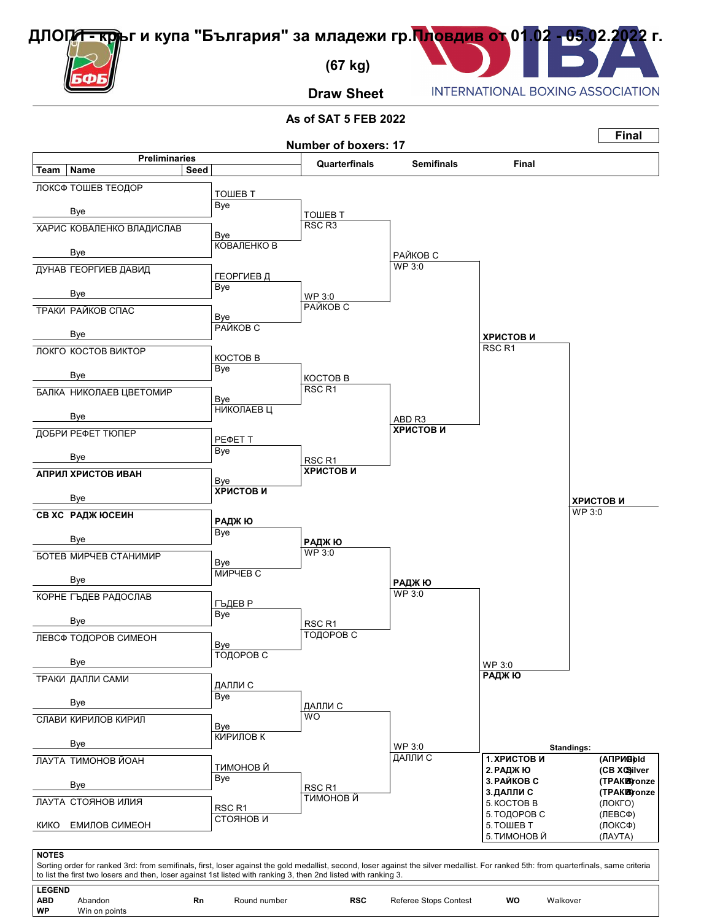# ДЛОП I - кръг и купа "България" за младежи гр.Пловдив от 01.02 - 05.02.2022 г.

## (67 kg)

## Draw Sheet

INTERNATIONAL BOXING ASSOCIATION

**As of SAT 5 FEB 2022**

**Number of boxers: 17**

**Final**

## Preliminaries

| Team | Name | Seed | Preliminaries result |
|---|---|---|---|
| ЛОКСФ | ТОШЕВ ТЕОДОР | | ТОШЕВ Т — Bye |
| | Bye | | |
| ХАРИС | КОВАЛЕНКО ВЛАДИСЛАВ | | Bye — КОВАЛЕНКО В |
| | Bye | | |
| ДУНАВ | ГЕОРГИЕВ ДАВИД | | ГЕОРГИЕВ Д — Bye |
| | Bye | | |
| ТРАКИ | РАЙКОВ СПАС | | Bye — РАЙКОВ С |
| | Bye | | |
| ЛОКГО | КОСТОВ ВИКТОР | | КОСТОВ В — Bye |
| | Bye | | |
| БАЛКА | НИКОЛАЕВ ЦВЕТОМИР | | Bye — НИКОЛАЕВ Ц |
| | Bye | | |
| ДОБРИ | РЕФЕТ ТЮПЕР | | РЕФЕТ Т — Bye |
| | Bye | | |
| **АПРИЛ** | **ХРИСТОВ ИВАН** | | Bye — **ХРИСТОВ И** |
| | Bye | | |
| **СВ ХС** | **РАДЖ ЮСЕИН** | | **РАДЖ Ю** — Bye |
| | Bye | | |
| БОТЕВ | МИРЧЕВ СТАНИМИР | | Bye — МИРЧЕВ С |
| | Bye | | |
| КОРНЕ | ГЪДЕВ РАДОСЛАВ | | ГЪДЕВ Р — Bye |
| | Bye | | |
| ЛЕВСФ | ТОДОРОВ СИМЕОН | | Bye — ТОДОРОВ С |
| | Bye | | |
| ТРАКИ | ДАЛЛИ САМИ | | ДАЛЛИ С — Bye |
| | Bye | | |
| СЛАВИ | КИРИЛОВ КИРИЛ | | Bye — КИРИЛОВ К |
| | Bye | | |
| ЛАУТА | ТИМОНОВ ЙОАН | | ТИМОНОВ Й — Bye |
| | Bye | | |
| ЛАУТА | СТОЯНОВ ИЛИЯ | | RSC R1 — СТОЯНОВ И |
| КИКО | ЕМИЛОВ СИМЕОН | | |

## Quarterfinals

| Bout | Winner | Result |
|---|---|---|
| ТОШЕВ Т vs КОВАЛЕНКО В | ТОШЕВ Т | RSC R3 |
| ГЕОРГИЕВ Д vs РАЙКОВ С | РАЙКОВ С | WP 3:0 |
| КОСТОВ В vs НИКОЛАЕВ Ц | КОСТОВ В | RSC R1 |
| РЕФЕТ Т vs ХРИСТОВ И | **ХРИСТОВ И** | RSC R1 |
| РАДЖ Ю vs МИРЧЕВ С | **РАДЖ Ю** | WP 3:0 |
| ГЪДЕВ Р vs ТОДОРОВ С | ТОДОРОВ С | RSC R1 |
| ДАЛЛИ С vs КИРИЛОВ К | ДАЛЛИ С | WO |
| ТИМОНОВ Й vs СТОЯНОВ И | ТИМОНОВ Й | RSC R1 |

## Semifinals

| Bout | Winner | Result |
|---|---|---|
| ТОШЕВ Т vs РАЙКОВ С | РАЙКОВ С | WP 3:0 |
| КОСТОВ В vs ХРИСТОВ И | **ХРИСТОВ И** | ABD R3 |
| РАДЖ Ю vs ТОДОРОВ С | **РАДЖ Ю** | WP 3:0 |
| ДАЛЛИ С vs ТИМОНОВ Й | ДАЛЛИ С | WP 3:0 |

## Final

| Bout | Winner | Result |
|---|---|---|
| РАЙКОВ С vs ХРИСТОВ И | **ХРИСТОВ И** | RSC R1 |
| РАДЖ Ю vs ДАЛЛИ С | **РАДЖ Ю** | WP 3:0 |
| ХРИСТОВ И vs РАДЖ Ю | **ХРИСТОВ И** | WP 3:0 |

## Standings:

| Rank | Name | Team | Medal |
|---|---|---|---|
| 1. | **ХРИСТОВ И** | **(АПРИЛ)** | **Gold** |
| 2. | **РАДЖ Ю** | **(СВ ХС)** | **Silver** |
| 3. | **РАЙКОВ С** | **(ТРАКИ)** | **Bronze** |
| 3. | **ДАЛЛИ С** | **(ТРАКИ)** | **Bronze** |
| 5. | КОСТОВ В | (ЛОКГО) | |
| 5. | ТОДОРОВ С | (ЛЕВСФ) | |
| 5. | ТОШЕВ Т | (ЛОКСФ) | |
| 5. | ТИМОНОВ Й | (ЛАУТА) | |

**NOTES**

Sorting order for ranked 3rd: from semifinals, first, loser against the gold medallist, second, loser against the silver medallist. For ranked 5th: from quarterfinals, same criteria to list the first two losers and then, loser against 1st listed with ranking 3, then 2nd listed with ranking 3.

**LEGEND**

| | | | | | | | |
|---|---|---|---|---|---|---|---|
| **ABD** | Abandon | **Rn** | Round number | **RSC** | Referee Stops Contest | **WO** | Walkover |
| **WP** | Win on points | | | | | | |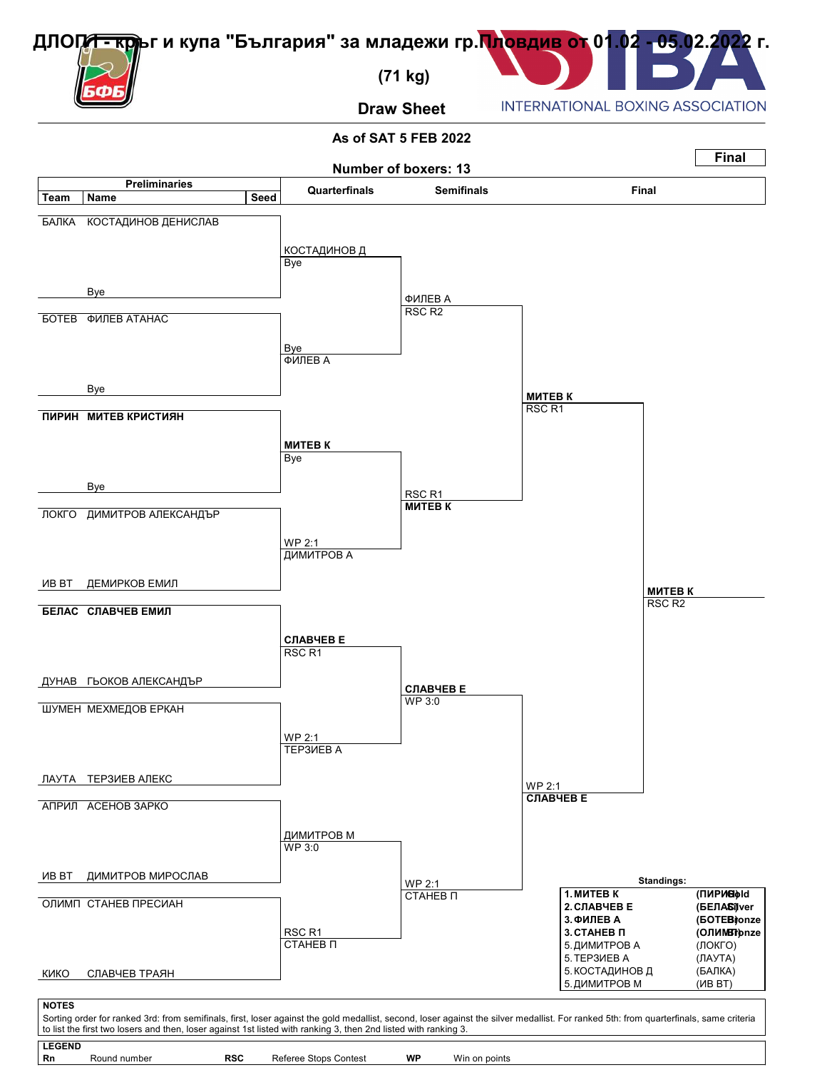# ДЛОП I - кръг и купа "България" за младежи гр.Пловдив от 01.02 - 05.02.2022 г.

## (71 kg)

### Draw Sheet

INTERNATIONAL BOXING ASSOCIATION

**As of SAT 5 FEB 2022**

**Final**

**Number of boxers: 13**

| Team | Name | Seed | Quarterfinals | Semifinals | Final |
|---|---|---|---|---|---|
| БАЛКА | КОСТАДИНОВ ДЕНИСЛАВ | | КОСТАДИНОВ Д (Bye) | ФИЛЕВ А (RSC R2) | МИТЕВ К (RSC R1) |
| | Bye | | | | |
| БОТЕВ | ФИЛЕВ АТАНАС | | ФИЛЕВ А (Bye) | | |
| | Bye | | | | |
| **ПИРИН** | **МИТЕВ КРИСТИЯН** | | **МИТЕВ К** (Bye) | **МИТЕВ К** (RSC R1) | |
| | Bye | | | | |
| ЛОКГО | ДИМИТРОВ АЛЕКСАНДЪР | | ДИМИТРОВ А (WP 2:1) | | |
| ИВ ВТ | ДЕМИРКОВ ЕМИЛ | | | | |
| **БЕЛАС** | **СЛАВЧЕВ ЕМИЛ** | | **СЛАВЧЕВ Е** (RSC R1) | **СЛАВЧЕВ Е** (WP 3:0) | **СЛАВЧЕВ Е** (WP 2:1) |
| ДУНАВ | ГЬОКОВ АЛЕКСАНДЪР | | | | |
| ШУМЕН | МЕХМЕДОВ ЕРКАН | | ТЕРЗИЕВ А (WP 2:1) | | |
| ЛАУТА | ТЕРЗИЕВ АЛЕКС | | | | |
| АПРИЛ | АСЕНОВ ЗАРКО | | ДИМИТРОВ М (WP 3:0) | СТАНЕВ П (WP 2:1) | |
| ИВ ВТ | ДИМИТРОВ МИРОСЛАВ | | | | |
| ОЛИМП | СТАНЕВ ПРЕСИАН | | СТАНЕВ П (RSC R1) | | |
| КИКО | СЛАВЧЕВ ТРАЯН | | | | |

**Winner: МИТЕВ К** (RSC R2)

**Standings:**

| Rank | Name | Team | Medal |
|---|---|---|---|
| 1. | **МИТЕВ К** | (ПИРИН) | Gold |
| 2. | **СЛАВЧЕВ Е** | (БЕЛАС) | Silver |
| 3. | **ФИЛЕВ А** | (БОТЕВ) | Bronze |
| 3. | **СТАНЕВ П** | (ОЛИМП) | Bronze |
| 5. | ДИМИТРОВ А | (ЛОКГО) | |
| 5. | ТЕРЗИЕВ А | (ЛАУТА) | |
| 5. | КОСТАДИНОВ Д | (БАЛКА) | |
| 5. | ДИМИТРОВ М | (ИВ ВТ) | |

**NOTES**

Sorting order for ranked 3rd: from semifinals, first, loser against the gold medallist, second, loser against the silver medallist. For ranked 5th: from quarterfinals, same criteria to list the first two losers and then, loser against 1st listed with ranking 3, then 2nd listed with ranking 3.

**LEGEND**

| | | | | | |
|---|---|---|---|---|---|
| **Rn** | Round number | **RSC** | Referee Stops Contest | **WP** | Win on points |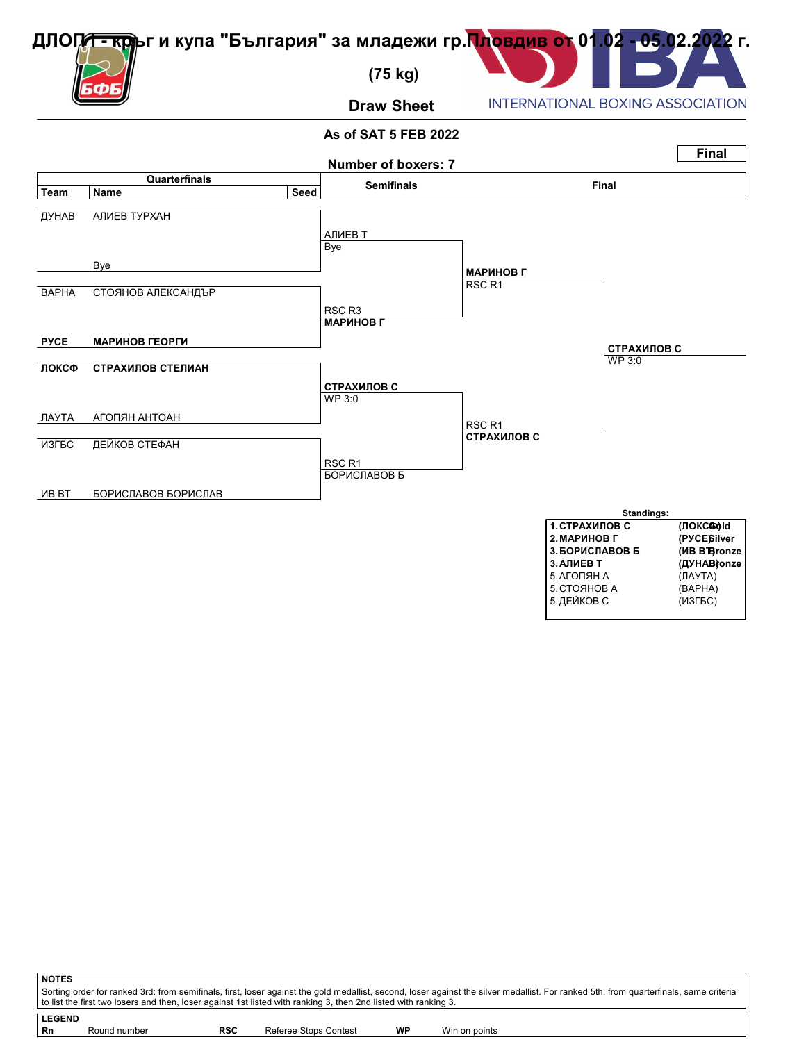# ДЛОП I - кръг и купа "България" за младежи гр.Пловдив от 01.02 - 05.02.2022 г.

## (75 kg)

## Draw Sheet

INTERNATIONAL BOXING ASSOCIATION

**As of SAT 5 FEB 2022**

**Number of boxers: 7**

**Final**

### Quarterfinals

| Team | Name | Seed |
|---|---|---|
| ДУНАВ | АЛИЕВ ТУРХАН | |
| | Bye | |
| ВАРНА | СТОЯНОВ АЛЕКСАНДЪР | |
| **РУСЕ** | **МАРИНОВ ГЕОРГИ** | |
| **ЛОКСФ** | **СТРАХИЛОВ СТЕЛИАН** | |
| ЛАУТА | АГОПЯН АНТОАН | |
| ИЗГБС | ДЕЙКОВ СТЕФАН | |
| ИВ ВТ | БОРИСЛАВОВ БОРИСЛАВ | |

### Semifinals

- АЛИЕВ Т — Bye
- RSC R3 — **МАРИНОВ Г**
- **СТРАХИЛОВ С** — WP 3:0
- RSC R1 — БОРИСЛАВОВ Б

### Final

- **МАРИНОВ Г** — RSC R1
- RSC R1 — **СТРАХИЛОВ С**

**Winner: СТРАХИЛОВ С** — WP 3:0

### Standings:

| | Name | Team | Medal |
|---|---|---|---|
| **1.** | **СТРАХИЛОВ С** | **(ЛОКСФ)** | **Gold** |
| **2.** | **МАРИНОВ Г** | **(РУСЕ)** | **Silver** |
| **3.** | **БОРИСЛАВОВ Б** | **(ИВ ВТ)** | **Bronze** |
| **3.** | **АЛИЕВ Т** | **(ДУНАВ)** | **Bronze** |
| 5. | АГОПЯН А | (ЛАУТА) | |
| 5. | СТОЯНОВ А | (ВАРНА) | |
| 5. | ДЕЙКОВ С | (ИЗГБС) | |

**NOTES**

Sorting order for ranked 3rd: from semifinals, first, loser against the gold medallist, second, loser against the silver medallist. For ranked 5th: from quarterfinals, same criteria to list the first two losers and then, loser against 1st listed with ranking 3, then 2nd listed with ranking 3.

**LEGEND**

| | | | | | |
|---|---|---|---|---|---|
| **Rn** | Round number | **RSC** | Referee Stops Contest | **WP** | Win on points |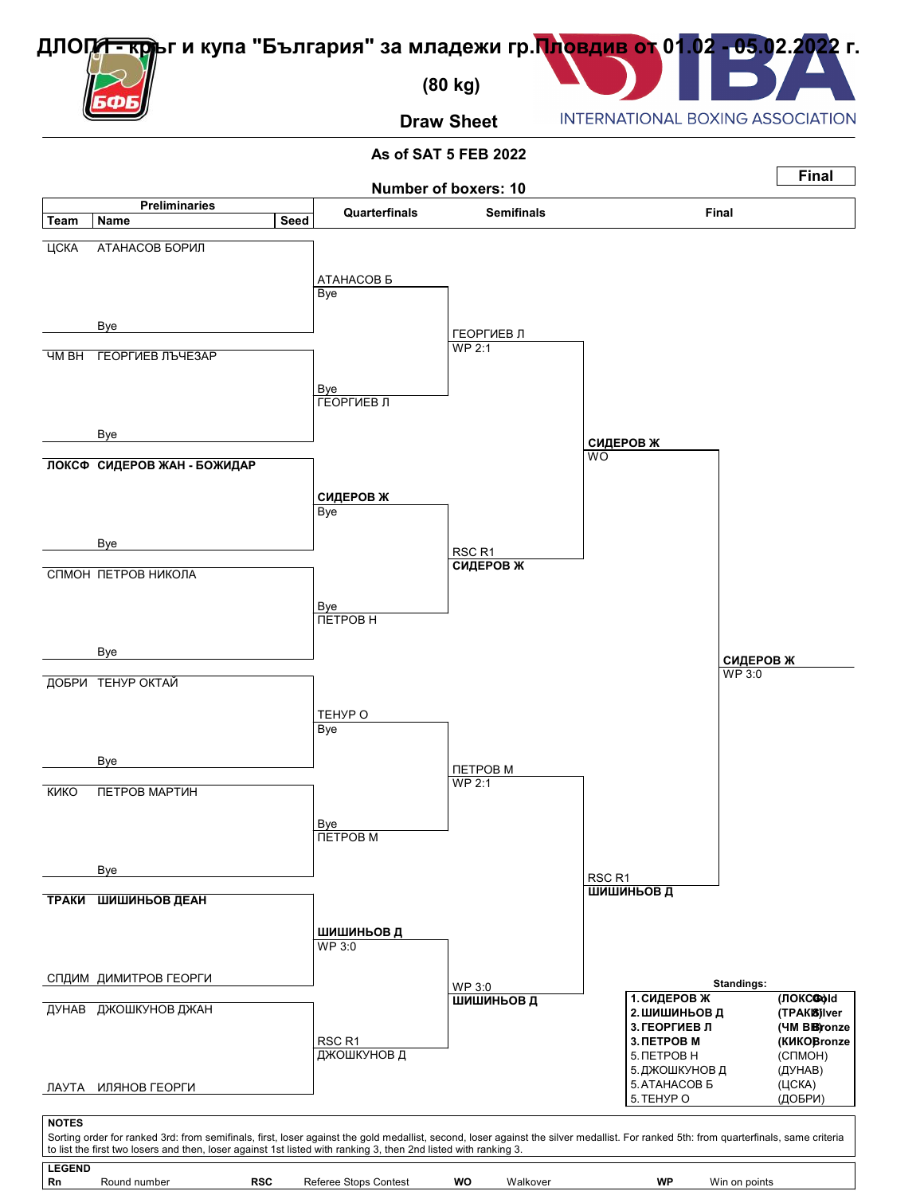# ДЛОП I - кръг и купа "България" за младежи гр.Пловдив от 01.02 - 05.02.2022 г.

## (80 kg)

### Draw Sheet

INTERNATIONAL BOXING ASSOCIATION

As of SAT 5 FEB 2022

Number of boxers: 10

**Final**

| Team | Name | Seed | Quarterfinals | Semifinals | Final |
|---|---|---|---|---|---|
| ЦСКА | АТАНАСОВ БОРИЛ | | АТАНАСОВ Б<br>Bye | ГЕОРГИЕВ Л<br>WP 2:1 | СИДЕРОВ Ж<br>WO |
| | Bye | | | | |
| ЧМ ВН | ГЕОРГИЕВ ЛЪЧЕЗАР | | Bye<br>ГЕОРГИЕВ Л | | |
| | Bye | | | | |
| **ЛОКСФ** | **СИДЕРОВ ЖАН - БОЖИДАР** | | **СИДЕРОВ Ж**<br>Bye | RSC R1<br>**СИДЕРОВ Ж** | |
| | Bye | | | | |
| СПМОН | ПЕТРОВ НИКОЛА | | Bye<br>ПЕТРОВ Н | | |
| | Bye | | | | |
| ДОБРИ | ТЕНУР ОКТАЙ | | ТЕНУР О<br>Bye | ПЕТРОВ М<br>WP 2:1 | RSC R1<br>**ШИШИНЬОВ Д** |
| | Bye | | | | |
| КИКО | ПЕТРОВ МАРТИН | | Bye<br>ПЕТРОВ М | | |
| | Bye | | | | |
| **ТРАКИ** | **ШИШИНЬОВ ДЕАН** | | **ШИШИНЬОВ Д**<br>WP 3:0 | WP 3:0<br>**ШИШИНЬОВ Д** | |
| СПДИМ | ДИМИТРОВ ГЕОРГИ | | | | |
| ДУНАВ | ДЖОШКУНОВ ДЖАН | | RSC R1<br>ДЖОШКУНОВ Д | | |
| ЛАУТА | ИЛЯНОВ ГЕОРГИ | | | | |

Final winner: **СИДЕРОВ Ж** WP 3:0

**Standings:**

| Rank | Name | Team | Medal |
|---|---|---|---|
| 1. | **СИДЕРОВ Ж** | (ЛОКСФ) | Gold |
| 2. | **ШИШИНЬОВ Д** | (ТРАКИ) | Silver |
| 3. | **ГЕОРГИЕВ Л** | (ЧМ ВН) | Bronze |
| 3. | **ПЕТРОВ М** | (КИКО) | Bronze |
| 5. | ПЕТРОВ Н | (СПМОН) | |
| 5. | ДЖОШКУНОВ Д | (ДУНАВ) | |
| 5. | АТАНАСОВ Б | (ЦСКА) | |
| 5. | ТЕНУР О | (ДОБРИ) | |

**NOTES**

Sorting order for ranked 3rd: from semifinals, first, loser against the gold medallist, second, loser against the silver medallist. For ranked 5th: from quarterfinals, same criteria to list the first two losers and then, loser against 1st listed with ranking 3, then 2nd listed with ranking 3.

**LEGEND**

| | | | | | | | |
|---|---|---|---|---|---|---|---|
| **Rn** | Round number | **RSC** | Referee Stops Contest | **WO** | Walkover | **WP** | Win on points |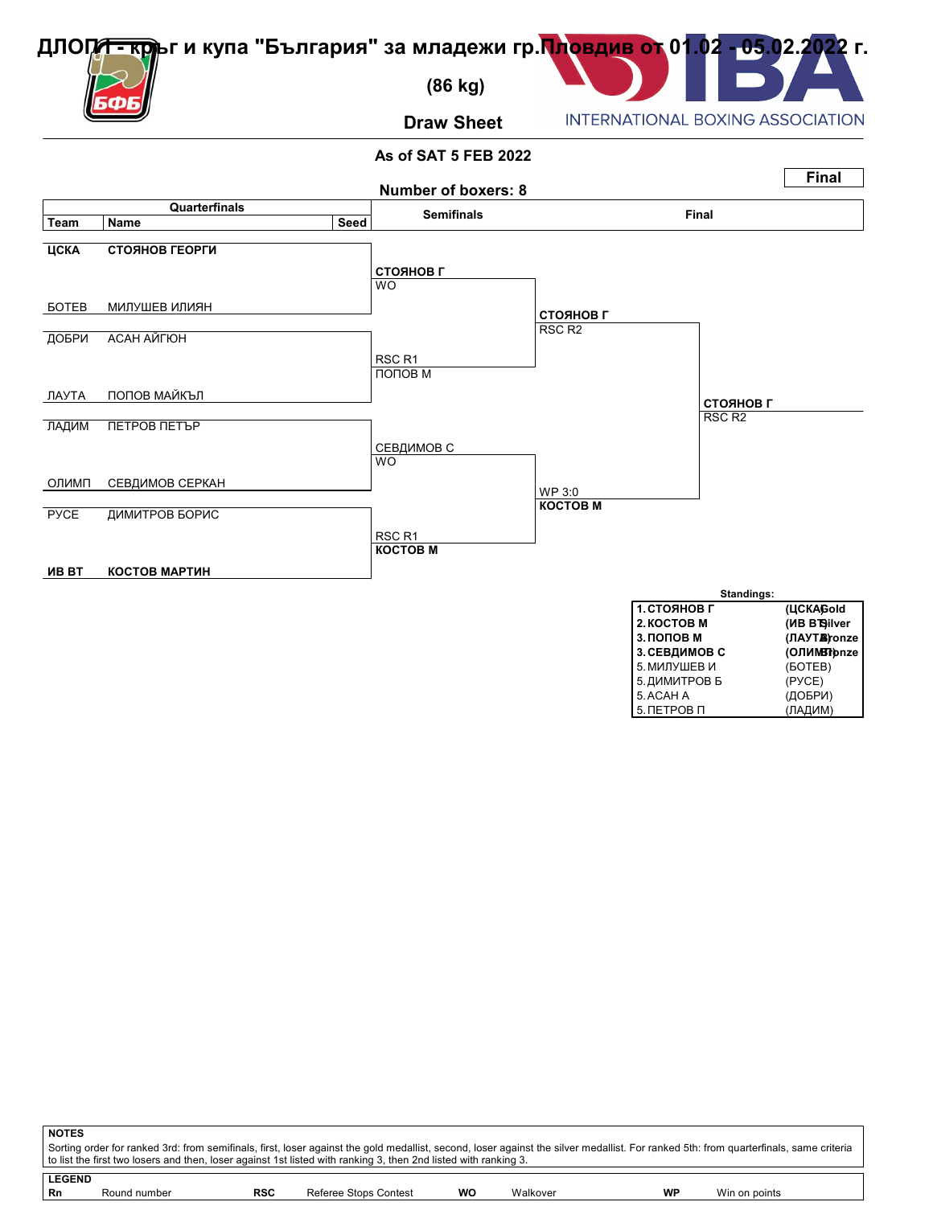# ДЛОП I - кръг и купа "България" за младежи гр.Пловдив от 01.02 - 05.02.2022 г.

## (86 kg)

## Draw Sheet

INTERNATIONAL BOXING ASSOCIATION

**As of SAT 5 FEB 2022**

**Number of boxers: 8**

**Final**

| Team | Name | Seed | Semifinals | Final | |
|---|---|---|---|---|---|
| **ЦСКА** | **СТОЯНОВ ГЕОРГИ** | | | | |
| | | | **СТОЯНОВ Г** WO | | |
| БОТЕВ | МИЛУШЕВ ИЛИЯН | | | | |
| | | | | **СТОЯНОВ Г** RSC R2 | |
| ДОБРИ | АСАН АЙГЮН | | | | |
| | | | RSC R1 ПОПОВ М | | |
| ЛАУТА | ПОПОВ МАЙКЪЛ | | | | |
| | | | | | **СТОЯНОВ Г** RSC R2 |
| ЛАДИМ | ПЕТРОВ ПЕТЪР | | | | |
| | | | СЕВДИМОВ С WO | | |
| ОЛИМП | СЕВДИМОВ СЕРКАН | | | | |
| | | | | WP 3:0 **КОСТОВ М** | |
| РУСЕ | ДИМИТРОВ БОРИС | | | | |
| | | | RSC R1 **КОСТОВ М** | | |
| **ИВ ВТ** | **КОСТОВ МАРТИН** | | | | |

**Standings:**

| | Name | Team | Medal |
|---|---|---|---|
| **1.** | **СТОЯНОВ Г** | **(ЦСКА)** | **Gold** |
| **2.** | **КОСТОВ М** | **(ИВ ВТ)** | **Silver** |
| **3.** | **ПОПОВ М** | **(ЛАУТА)** | **Bronze** |
| **3.** | **СЕВДИМОВ С** | **(ОЛИМП)** | **Bronze** |
| 5. | МИЛУШЕВ И | (БОТЕВ) | |
| 5. | ДИМИТРОВ Б | (РУСЕ) | |
| 5. | АСАН А | (ДОБРИ) | |
| 5. | ПЕТРОВ П | (ЛАДИМ) | |

**NOTES**

Sorting order for ranked 3rd: from semifinals, first, loser against the gold medallist, second, loser against the silver medallist. For ranked 5th: from quarterfinals, same criteria to list the first two losers and then, loser against 1st listed with ranking 3, then 2nd listed with ranking 3.

**LEGEND**

| | | | | | | | |
|---|---|---|---|---|---|---|---|
| **Rn** | Round number | **RSC** | Referee Stops Contest | **WO** | Walkover | **WP** | Win on points |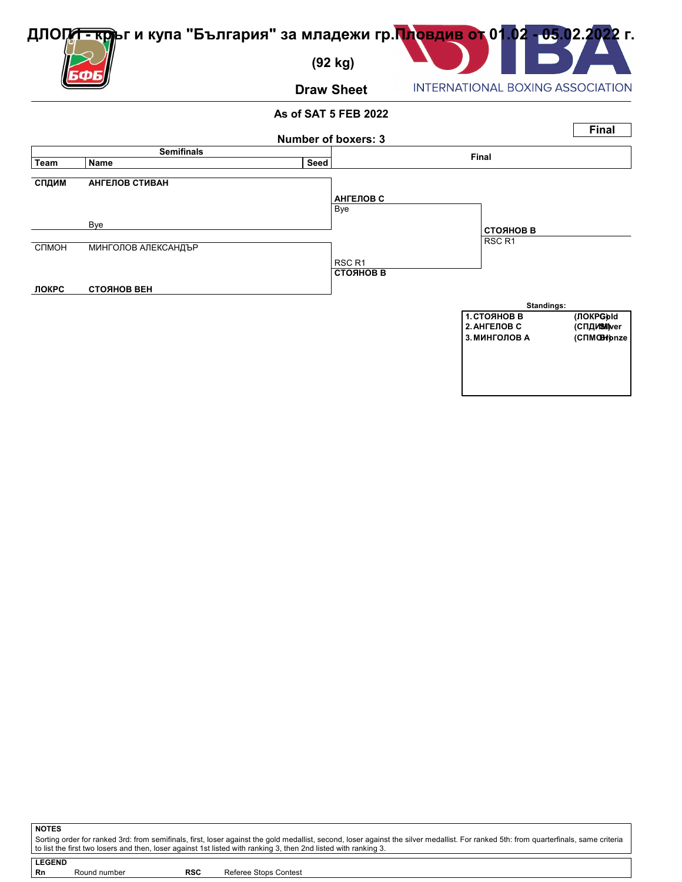# ДЛОП I - кръг и купа "България" за младежи гр.Пловдив от 01.02 - 05.02.2022 г.

## (92 kg)

## Draw Sheet

INTERNATIONAL BOXING ASSOCIATION

**As of SAT 5 FEB 2022**

**Number of boxers: 3**

**Final**

| Team | Name | Seed | Semifinals | Final |
|---|---|---|---|---|
| **СПДИМ** | **АНГЕЛОВ СТИВАН** | | **АНГЕЛОВ С** | |
| | Bye | | Bye | **СТОЯНОВ В** |
| СПМОН | МИНГОЛОВ АЛЕКСАНДЪР | | RSC R1 | RSC R1 |
| **ЛОКРС** | **СТОЯНОВ ВЕН** | | **СТОЯНОВ В** | |

**Standings:**

| | | |
|---|---|---|
| 1. СТОЯНОВ В | (ЛОКРС) | Gold |
| 2. АНГЕЛОВ С | (СПДИМ) | Silver |
| 3. МИНГОЛОВ А | (СПМОН) | Bronze |

**NOTES**

Sorting order for ranked 3rd: from semifinals, first, loser against the gold medallist, second, loser against the silver medallist. For ranked 5th: from quarterfinals, same criteria to list the first two losers and then, loser against 1st listed with ranking 3, then 2nd listed with ranking 3.

**LEGEND**

| | | | |
|---|---|---|---|
| **Rn** | Round number | **RSC** | Referee Stops Contest |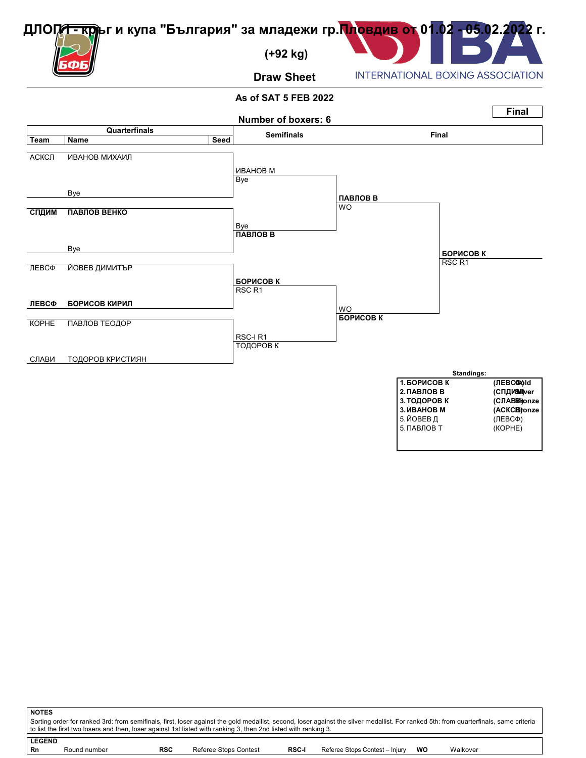# ДЛОП I - кръг и купа "България" за младежи гр.Пловдив от 01.02 - 05.02.2022 г.

**(+92 kg)**

**Draw Sheet**

INTERNATIONAL BOXING ASSOCIATION

**As of SAT 5 FEB 2022**

**Final**

**Number of boxers: 6**

| Team | Name | Seed | Semifinals | Final | |
|---|---|---|---|---|---|
| АСКСЛ | ИВАНОВ МИХАИЛ | | ИВАНОВ М / Bye | | |
| | Bye | | | **ПАВЛОВ В** WO | |
| **СПДИМ** | **ПАВЛОВ ВЕНКО** | | Bye / **ПАВЛОВ В** | | |
| | Bye | | | | **БОРИСОВ К** RSC R1 |
| ЛЕВСФ | ЙОВЕВ ДИМИТЪР | | **БОРИСОВ К** RSC R1 | | |
| **ЛЕВСФ** | **БОРИСОВ КИРИЛ** | | | WO **БОРИСОВ К** | |
| КОРНЕ | ПАВЛОВ ТЕОДОР | | RSC-I R1 / ТОДОРОВ К | | |
| СЛАВИ | ТОДОРОВ КРИСТИЯН | | | | |

**Standings:**

| | | | |
|---|---|---|---|
| **1.** | **БОРИСОВ К** | **(ЛЕВСФ)** | **Gold** |
| **2.** | **ПАВЛОВ В** | **(СПДИМ)** | **Silver** |
| **3.** | **ТОДОРОВ К** | **(СЛАВИ)** | **Bronze** |
| **3.** | **ИВАНОВ М** | **(АСКСЛ)** | **Bronze** |
| 5. | ЙОВЕВ Д | (ЛЕВСФ) | |
| 5. | ПАВЛОВ Т | (КОРНЕ) | |

**NOTES**

Sorting order for ranked 3rd: from semifinals, first, loser against the gold medallist, second, loser against the silver medallist. For ranked 5th: from quarterfinals, same criteria to list the first two losers and then, loser against 1st listed with ranking 3, then 2nd listed with ranking 3.

**LEGEND**

| | | | | | | | |
|---|---|---|---|---|---|---|---|
| **Rn** | Round number | **RSC** | Referee Stops Contest | **RSC-I** | Referee Stops Contest – Injury | **WO** | Walkover |